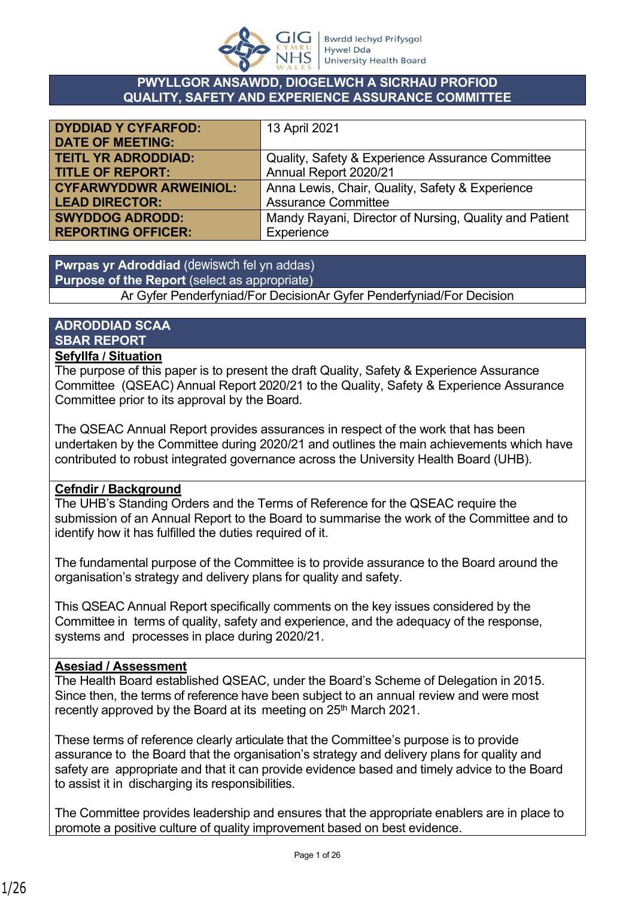**PWYLLGOR ANSAWDD, DIOGELWCH A SICRHAU PROFIOD**
**QUALITY, SAFETY AND EXPERIENCE ASSURANCE COMMITTEE**

| | |
|---|---|
| **DYDDIAD Y CYFARFOD: DATE OF MEETING:** | 13 April 2021 |
| **TEITL YR ADRODDIAD: TITLE OF REPORT:** | Quality, Safety & Experience Assurance Committee Annual Report 2020/21 |
| **CYFARWYDDWR ARWEINIOL: LEAD DIRECTOR:** | Anna Lewis, Chair, Quality, Safety & Experience Assurance Committee |
| **SWYDDOG ADRODD: REPORTING OFFICER:** | Mandy Rayani, Director of Nursing, Quality and Patient Experience |

**Pwrpas yr Adroddiad** (dewiswch fel yn addas)
**Purpose of the Report** (select as appropriate)

Ar Gyfer Penderfyniad/For DecisionAr Gyfer Penderfyniad/For Decision

## ADRODDIAD SCAA
## SBAR REPORT

**Sefyllfa / Situation**

The purpose of this paper is to present the draft Quality, Safety & Experience Assurance Committee (QSEAC) Annual Report 2020/21 to the Quality, Safety & Experience Assurance Committee prior to its approval by the Board.

The QSEAC Annual Report provides assurances in respect of the work that has been undertaken by the Committee during 2020/21 and outlines the main achievements which have contributed to robust integrated governance across the University Health Board (UHB).

**Cefndir / Background**

The UHB's Standing Orders and the Terms of Reference for the QSEAC require the submission of an Annual Report to the Board to summarise the work of the Committee and to identify how it has fulfilled the duties required of it.

The fundamental purpose of the Committee is to provide assurance to the Board around the organisation's strategy and delivery plans for quality and safety.

This QSEAC Annual Report specifically comments on the key issues considered by the Committee in terms of quality, safety and experience, and the adequacy of the response, systems and processes in place during 2020/21.

**Asesiad / Assessment**

The Health Board established QSEAC, under the Board's Scheme of Delegation in 2015. Since then, the terms of reference have been subject to an annual review and were most recently approved by the Board at its meeting on 25th March 2021.

These terms of reference clearly articulate that the Committee's purpose is to provide assurance to the Board that the organisation's strategy and delivery plans for quality and safety are appropriate and that it can provide evidence based and timely advice to the Board to assist it in discharging its responsibilities.

The Committee provides leadership and ensures that the appropriate enablers are in place to promote a positive culture of quality improvement based on best evidence.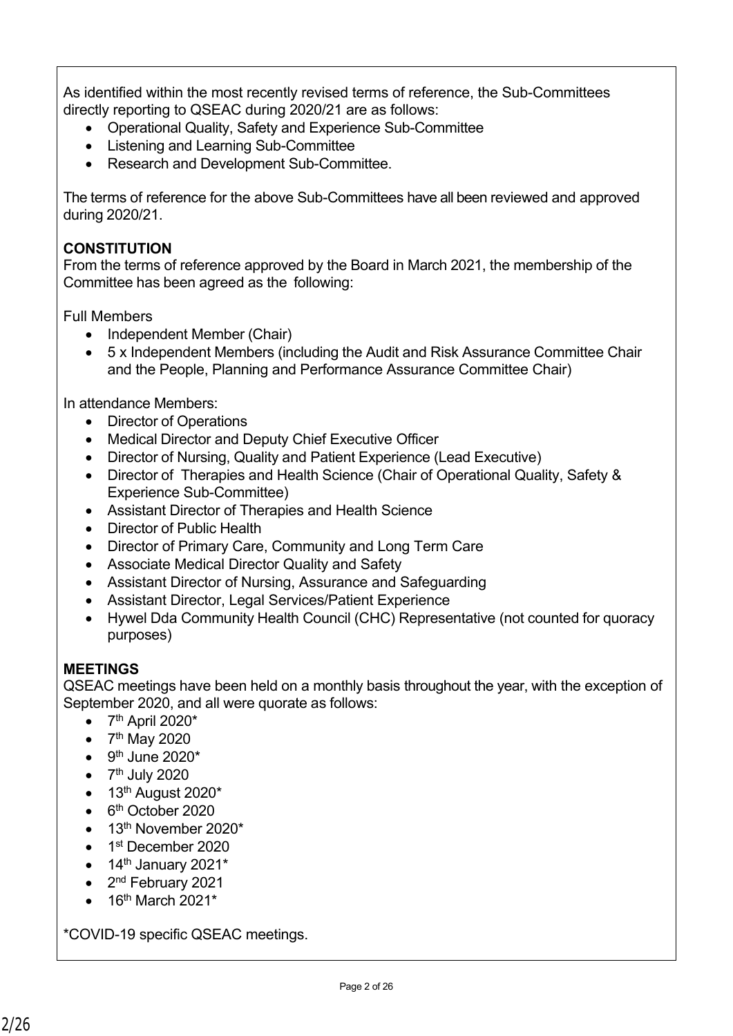As identified within the most recently revised terms of reference, the Sub-Committees directly reporting to QSEAC during 2020/21 are as follows:

- Operational Quality, Safety and Experience Sub-Committee
- Listening and Learning Sub-Committee
- Research and Development Sub-Committee.

The terms of reference for the above Sub-Committees have all been reviewed and approved during 2020/21.

**CONSTITUTION**

From the terms of reference approved by the Board in March 2021, the membership of the Committee has been agreed as the following:

Full Members

- Independent Member (Chair)
- 5 x Independent Members (including the Audit and Risk Assurance Committee Chair and the People, Planning and Performance Assurance Committee Chair)

In attendance Members:

- Director of Operations
- Medical Director and Deputy Chief Executive Officer
- Director of Nursing, Quality and Patient Experience (Lead Executive)
- Director of Therapies and Health Science (Chair of Operational Quality, Safety & Experience Sub-Committee)
- Assistant Director of Therapies and Health Science
- Director of Public Health
- Director of Primary Care, Community and Long Term Care
- Associate Medical Director Quality and Safety
- Assistant Director of Nursing, Assurance and Safeguarding
- Assistant Director, Legal Services/Patient Experience
- Hywel Dda Community Health Council (CHC) Representative (not counted for quoracy purposes)

**MEETINGS**

QSEAC meetings have been held on a monthly basis throughout the year, with the exception of September 2020, and all were quorate as follows:

- 7th April 2020*
- 7th May 2020
- 9th June 2020*
- 7th July 2020
- 13th August 2020*
- 6th October 2020
- 13th November 2020*
- 1st December 2020
- 14th January 2021*
- 2nd February 2021
- 16th March 2021*

*COVID-19 specific QSEAC meetings.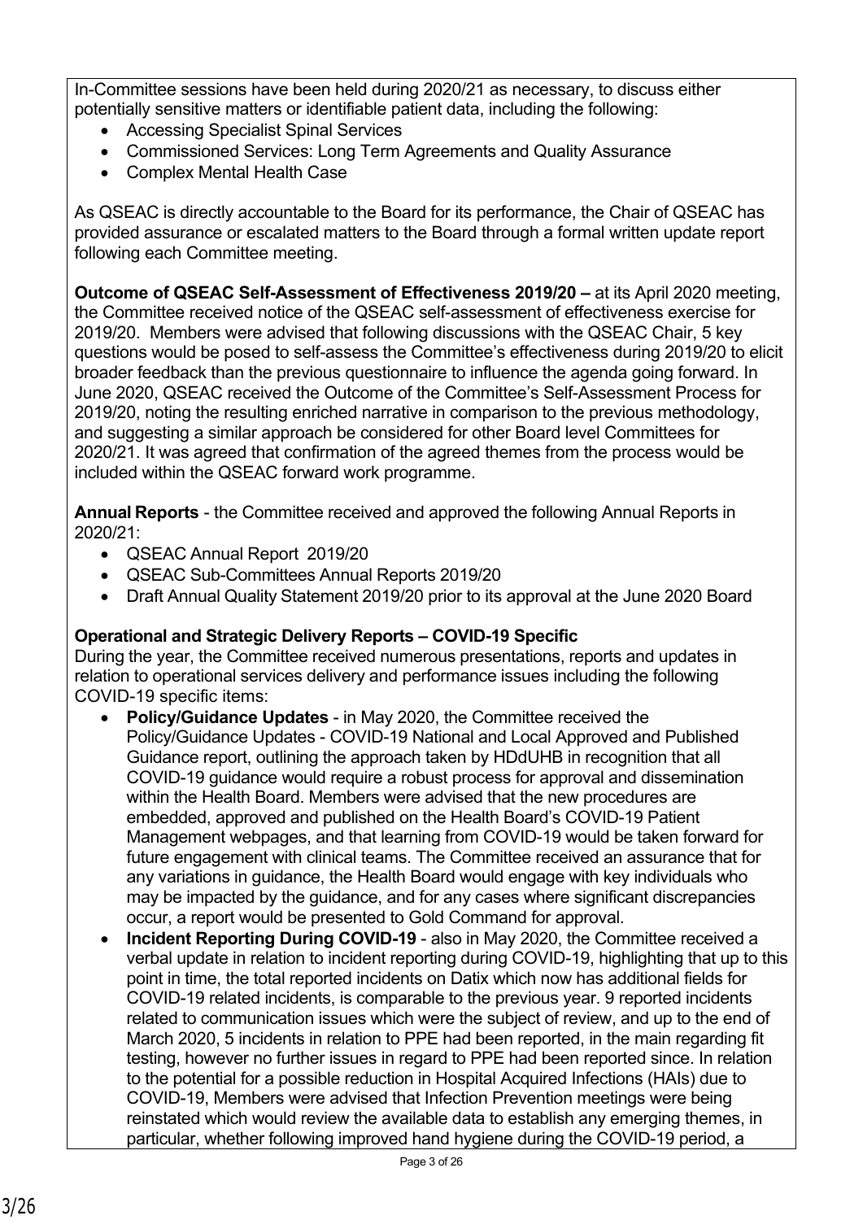In-Committee sessions have been held during 2020/21 as necessary, to discuss either potentially sensitive matters or identifiable patient data, including the following:

- Accessing Specialist Spinal Services
- Commissioned Services: Long Term Agreements and Quality Assurance
- Complex Mental Health Case

As QSEAC is directly accountable to the Board for its performance, the Chair of QSEAC has provided assurance or escalated matters to the Board through a formal written update report following each Committee meeting.

**Outcome of QSEAC Self-Assessment of Effectiveness 2019/20 –** at its April 2020 meeting, the Committee received notice of the QSEAC self-assessment of effectiveness exercise for 2019/20. Members were advised that following discussions with the QSEAC Chair, 5 key questions would be posed to self-assess the Committee's effectiveness during 2019/20 to elicit broader feedback than the previous questionnaire to influence the agenda going forward. In June 2020, QSEAC received the Outcome of the Committee's Self-Assessment Process for 2019/20, noting the resulting enriched narrative in comparison to the previous methodology, and suggesting a similar approach be considered for other Board level Committees for 2020/21. It was agreed that confirmation of the agreed themes from the process would be included within the QSEAC forward work programme.

**Annual Reports** - the Committee received and approved the following Annual Reports in 2020/21:

- QSEAC Annual Report 2019/20
- QSEAC Sub-Committees Annual Reports 2019/20
- Draft Annual Quality Statement 2019/20 prior to its approval at the June 2020 Board

**Operational and Strategic Delivery Reports – COVID-19 Specific**

During the year, the Committee received numerous presentations, reports and updates in relation to operational services delivery and performance issues including the following COVID-19 specific items:

- **Policy/Guidance Updates** - in May 2020, the Committee received the Policy/Guidance Updates - COVID-19 National and Local Approved and Published Guidance report, outlining the approach taken by HDdUHB in recognition that all COVID-19 guidance would require a robust process for approval and dissemination within the Health Board. Members were advised that the new procedures are embedded, approved and published on the Health Board's COVID-19 Patient Management webpages, and that learning from COVID-19 would be taken forward for future engagement with clinical teams. The Committee received an assurance that for any variations in guidance, the Health Board would engage with key individuals who may be impacted by the guidance, and for any cases where significant discrepancies occur, a report would be presented to Gold Command for approval.
- **Incident Reporting During COVID-19** - also in May 2020, the Committee received a verbal update in relation to incident reporting during COVID-19, highlighting that up to this point in time, the total reported incidents on Datix which now has additional fields for COVID-19 related incidents, is comparable to the previous year. 9 reported incidents related to communication issues which were the subject of review, and up to the end of March 2020, 5 incidents in relation to PPE had been reported, in the main regarding fit testing, however no further issues in regard to PPE had been reported since. In relation to the potential for a possible reduction in Hospital Acquired Infections (HAIs) due to COVID-19, Members were advised that Infection Prevention meetings were being reinstated which would review the available data to establish any emerging themes, in particular, whether following improved hand hygiene during the COVID-19 period, a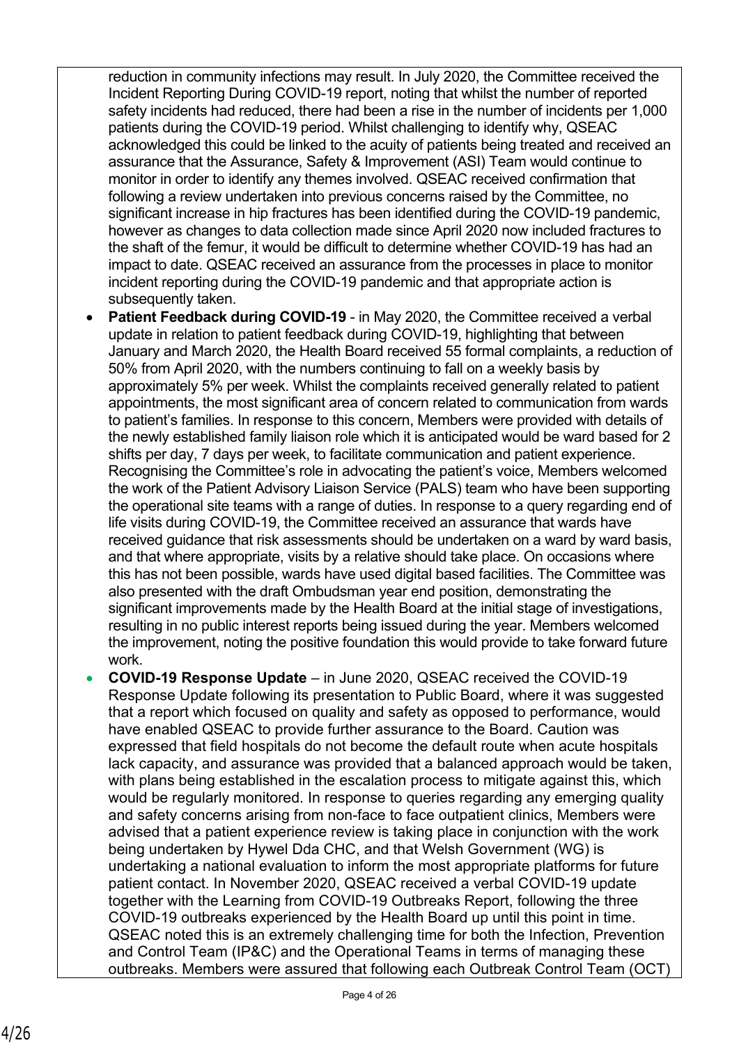reduction in community infections may result. In July 2020, the Committee received the Incident Reporting During COVID-19 report, noting that whilst the number of reported safety incidents had reduced, there had been a rise in the number of incidents per 1,000 patients during the COVID-19 period. Whilst challenging to identify why, QSEAC acknowledged this could be linked to the acuity of patients being treated and received an assurance that the Assurance, Safety & Improvement (ASI) Team would continue to monitor in order to identify any themes involved. QSEAC received confirmation that following a review undertaken into previous concerns raised by the Committee, no significant increase in hip fractures has been identified during the COVID-19 pandemic, however as changes to data collection made since April 2020 now included fractures to the shaft of the femur, it would be difficult to determine whether COVID-19 has had an impact to date. QSEAC received an assurance from the processes in place to monitor incident reporting during the COVID-19 pandemic and that appropriate action is subsequently taken.

- **Patient Feedback during COVID-19** - in May 2020, the Committee received a verbal update in relation to patient feedback during COVID-19, highlighting that between January and March 2020, the Health Board received 55 formal complaints, a reduction of 50% from April 2020, with the numbers continuing to fall on a weekly basis by approximately 5% per week. Whilst the complaints received generally related to patient appointments, the most significant area of concern related to communication from wards to patient's families. In response to this concern, Members were provided with details of the newly established family liaison role which it is anticipated would be ward based for 2 shifts per day, 7 days per week, to facilitate communication and patient experience. Recognising the Committee's role in advocating the patient's voice, Members welcomed the work of the Patient Advisory Liaison Service (PALS) team who have been supporting the operational site teams with a range of duties. In response to a query regarding end of life visits during COVID-19, the Committee received an assurance that wards have received guidance that risk assessments should be undertaken on a ward by ward basis, and that where appropriate, visits by a relative should take place. On occasions where this has not been possible, wards have used digital based facilities. The Committee was also presented with the draft Ombudsman year end position, demonstrating the significant improvements made by the Health Board at the initial stage of investigations, resulting in no public interest reports being issued during the year. Members welcomed the improvement, noting the positive foundation this would provide to take forward future work.
- **COVID-19 Response Update** – in June 2020, QSEAC received the COVID-19 Response Update following its presentation to Public Board, where it was suggested that a report which focused on quality and safety as opposed to performance, would have enabled QSEAC to provide further assurance to the Board. Caution was expressed that field hospitals do not become the default route when acute hospitals lack capacity, and assurance was provided that a balanced approach would be taken, with plans being established in the escalation process to mitigate against this, which would be regularly monitored. In response to queries regarding any emerging quality and safety concerns arising from non-face to face outpatient clinics, Members were advised that a patient experience review is taking place in conjunction with the work being undertaken by Hywel Dda CHC, and that Welsh Government (WG) is undertaking a national evaluation to inform the most appropriate platforms for future patient contact. In November 2020, QSEAC received a verbal COVID-19 update together with the Learning from COVID-19 Outbreaks Report, following the three COVID-19 outbreaks experienced by the Health Board up until this point in time. QSEAC noted this is an extremely challenging time for both the Infection, Prevention and Control Team (IP&C) and the Operational Teams in terms of managing these outbreaks. Members were assured that following each Outbreak Control Team (OCT)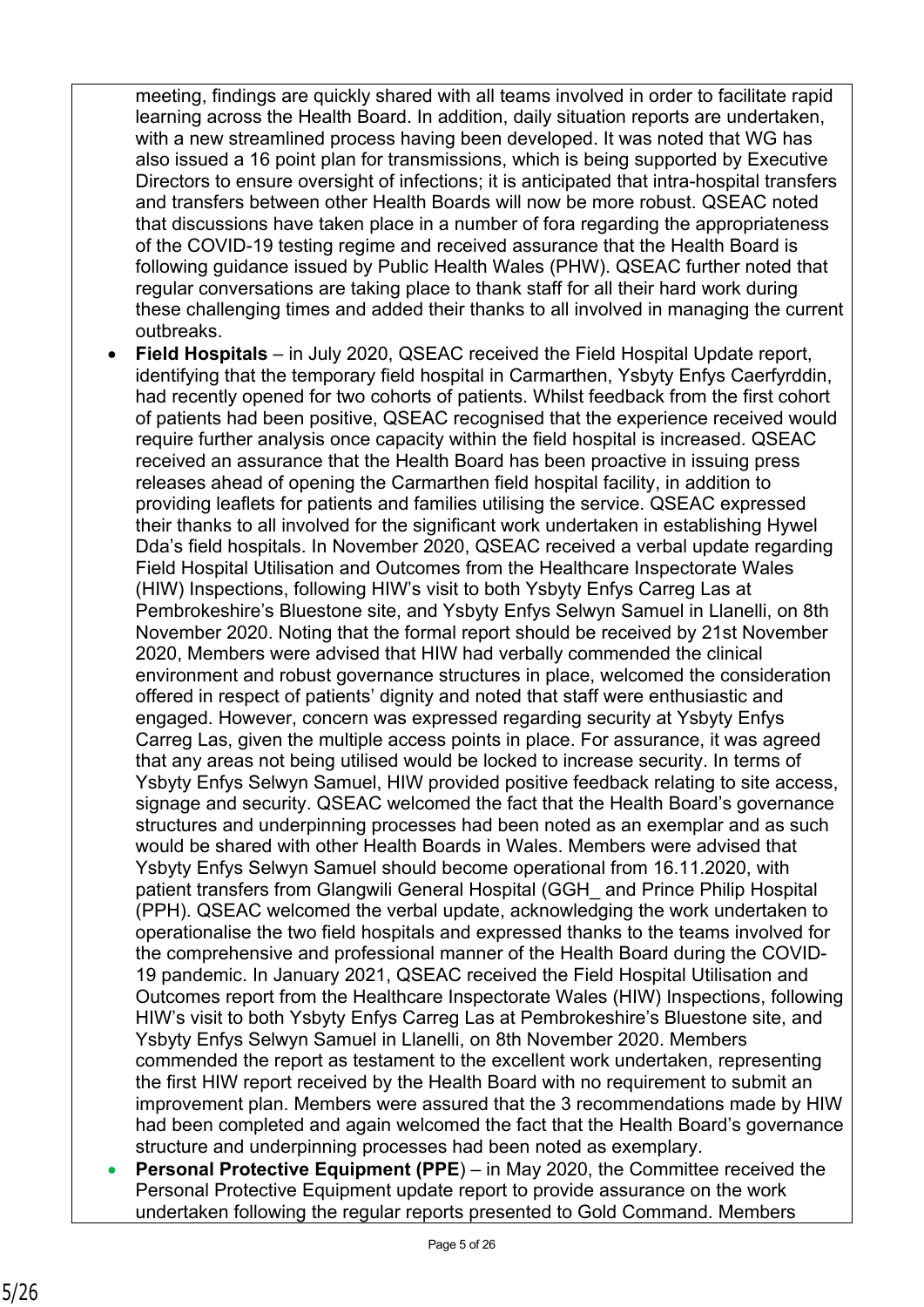meeting, findings are quickly shared with all teams involved in order to facilitate rapid learning across the Health Board. In addition, daily situation reports are undertaken, with a new streamlined process having been developed. It was noted that WG has also issued a 16 point plan for transmissions, which is being supported by Executive Directors to ensure oversight of infections; it is anticipated that intra-hospital transfers and transfers between other Health Boards will now be more robust. QSEAC noted that discussions have taken place in a number of fora regarding the appropriateness of the COVID-19 testing regime and received assurance that the Health Board is following guidance issued by Public Health Wales (PHW). QSEAC further noted that regular conversations are taking place to thank staff for all their hard work during these challenging times and added their thanks to all involved in managing the current outbreaks.

- **Field Hospitals** – in July 2020, QSEAC received the Field Hospital Update report, identifying that the temporary field hospital in Carmarthen, Ysbyty Enfys Caerfyrddin, had recently opened for two cohorts of patients. Whilst feedback from the first cohort of patients had been positive, QSEAC recognised that the experience received would require further analysis once capacity within the field hospital is increased. QSEAC received an assurance that the Health Board has been proactive in issuing press releases ahead of opening the Carmarthen field hospital facility, in addition to providing leaflets for patients and families utilising the service. QSEAC expressed their thanks to all involved for the significant work undertaken in establishing Hywel Dda's field hospitals. In November 2020, QSEAC received a verbal update regarding Field Hospital Utilisation and Outcomes from the Healthcare Inspectorate Wales (HIW) Inspections, following HIW's visit to both Ysbyty Enfys Carreg Las at Pembrokeshire's Bluestone site, and Ysbyty Enfys Selwyn Samuel in Llanelli, on 8th November 2020. Noting that the formal report should be received by 21st November 2020, Members were advised that HIW had verbally commended the clinical environment and robust governance structures in place, welcomed the consideration offered in respect of patients' dignity and noted that staff were enthusiastic and engaged. However, concern was expressed regarding security at Ysbyty Enfys Carreg Las, given the multiple access points in place. For assurance, it was agreed that any areas not being utilised would be locked to increase security. In terms of Ysbyty Enfys Selwyn Samuel, HIW provided positive feedback relating to site access, signage and security. QSEAC welcomed the fact that the Health Board's governance structures and underpinning processes had been noted as an exemplar and as such would be shared with other Health Boards in Wales. Members were advised that Ysbyty Enfys Selwyn Samuel should become operational from 16.11.2020, with patient transfers from Glangwili General Hospital (GGH_ and Prince Philip Hospital (PPH). QSEAC welcomed the verbal update, acknowledging the work undertaken to operationalise the two field hospitals and expressed thanks to the teams involved for the comprehensive and professional manner of the Health Board during the COVID-19 pandemic. In January 2021, QSEAC received the Field Hospital Utilisation and Outcomes report from the Healthcare Inspectorate Wales (HIW) Inspections, following HIW's visit to both Ysbyty Enfys Carreg Las at Pembrokeshire's Bluestone site, and Ysbyty Enfys Selwyn Samuel in Llanelli, on 8th November 2020. Members commended the report as testament to the excellent work undertaken, representing the first HIW report received by the Health Board with no requirement to submit an improvement plan. Members were assured that the 3 recommendations made by HIW had been completed and again welcomed the fact that the Health Board's governance structure and underpinning processes had been noted as exemplary.
- **Personal Protective Equipment (PPE**) – in May 2020, the Committee received the Personal Protective Equipment update report to provide assurance on the work undertaken following the regular reports presented to Gold Command. Members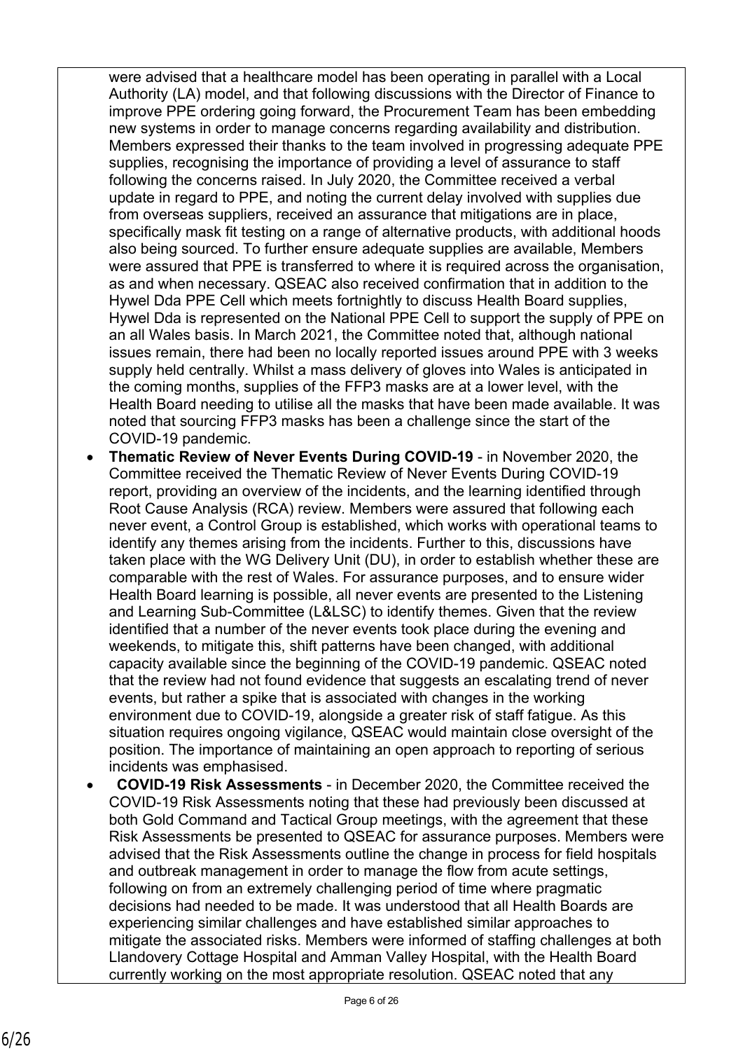were advised that a healthcare model has been operating in parallel with a Local Authority (LA) model, and that following discussions with the Director of Finance to improve PPE ordering going forward, the Procurement Team has been embedding new systems in order to manage concerns regarding availability and distribution. Members expressed their thanks to the team involved in progressing adequate PPE supplies, recognising the importance of providing a level of assurance to staff following the concerns raised. In July 2020, the Committee received a verbal update in regard to PPE, and noting the current delay involved with supplies due from overseas suppliers, received an assurance that mitigations are in place, specifically mask fit testing on a range of alternative products, with additional hoods also being sourced. To further ensure adequate supplies are available, Members were assured that PPE is transferred to where it is required across the organisation, as and when necessary. QSEAC also received confirmation that in addition to the Hywel Dda PPE Cell which meets fortnightly to discuss Health Board supplies, Hywel Dda is represented on the National PPE Cell to support the supply of PPE on an all Wales basis. In March 2021, the Committee noted that, although national issues remain, there had been no locally reported issues around PPE with 3 weeks supply held centrally. Whilst a mass delivery of gloves into Wales is anticipated in the coming months, supplies of the FFP3 masks are at a lower level, with the Health Board needing to utilise all the masks that have been made available. It was noted that sourcing FFP3 masks has been a challenge since the start of the COVID-19 pandemic.

- **Thematic Review of Never Events During COVID-19** - in November 2020, the Committee received the Thematic Review of Never Events During COVID-19 report, providing an overview of the incidents, and the learning identified through Root Cause Analysis (RCA) review. Members were assured that following each never event, a Control Group is established, which works with operational teams to identify any themes arising from the incidents. Further to this, discussions have taken place with the WG Delivery Unit (DU), in order to establish whether these are comparable with the rest of Wales. For assurance purposes, and to ensure wider Health Board learning is possible, all never events are presented to the Listening and Learning Sub-Committee (L&LSC) to identify themes. Given that the review identified that a number of the never events took place during the evening and weekends, to mitigate this, shift patterns have been changed, with additional capacity available since the beginning of the COVID-19 pandemic. QSEAC noted that the review had not found evidence that suggests an escalating trend of never events, but rather a spike that is associated with changes in the working environment due to COVID-19, alongside a greater risk of staff fatigue. As this situation requires ongoing vigilance, QSEAC would maintain close oversight of the position. The importance of maintaining an open approach to reporting of serious incidents was emphasised.
- **COVID-19 Risk Assessments** - in December 2020, the Committee received the COVID-19 Risk Assessments noting that these had previously been discussed at both Gold Command and Tactical Group meetings, with the agreement that these Risk Assessments be presented to QSEAC for assurance purposes. Members were advised that the Risk Assessments outline the change in process for field hospitals and outbreak management in order to manage the flow from acute settings, following on from an extremely challenging period of time where pragmatic decisions had needed to be made. It was understood that all Health Boards are experiencing similar challenges and have established similar approaches to mitigate the associated risks. Members were informed of staffing challenges at both Llandovery Cottage Hospital and Amman Valley Hospital, with the Health Board currently working on the most appropriate resolution. QSEAC noted that any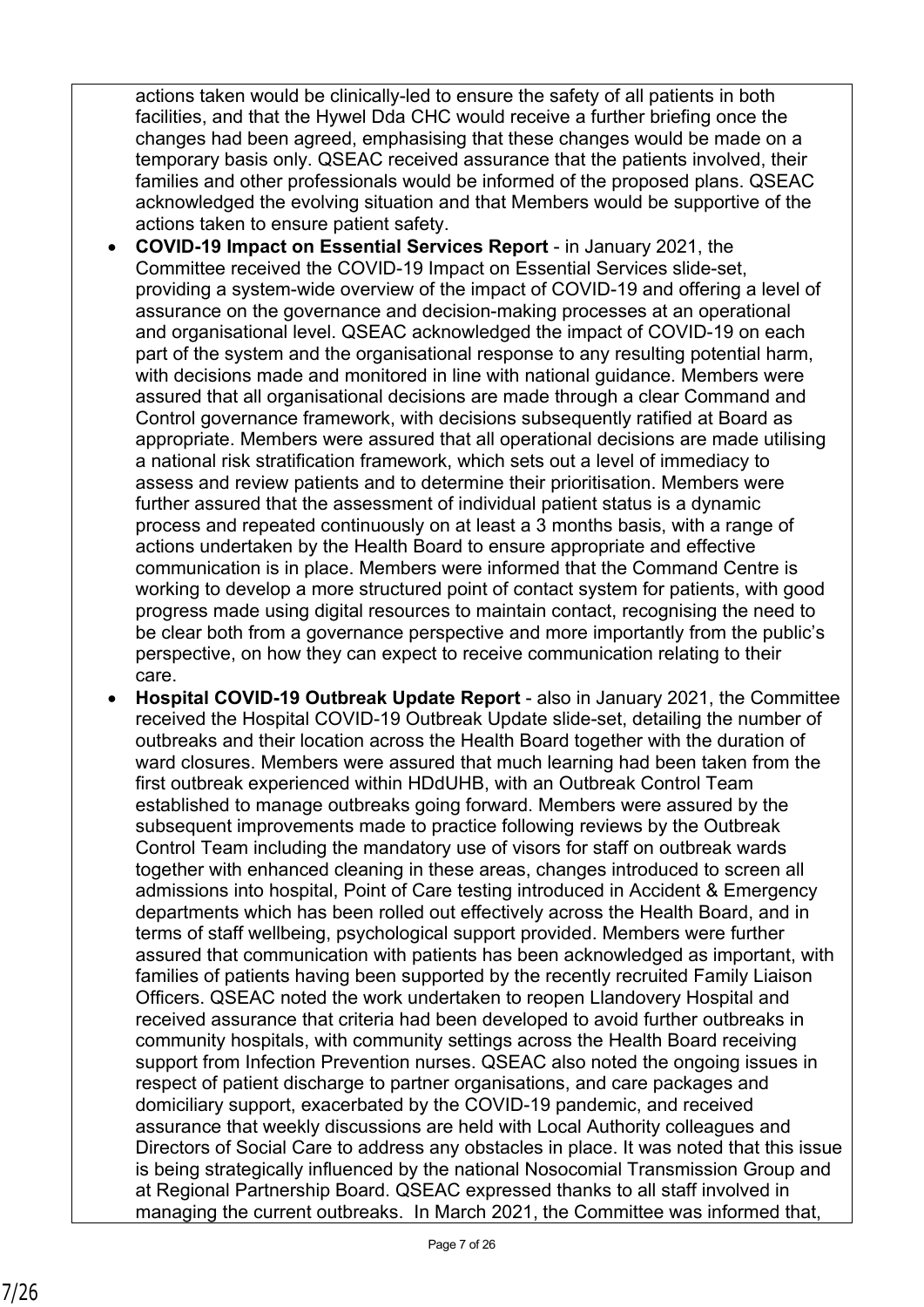actions taken would be clinically-led to ensure the safety of all patients in both facilities, and that the Hywel Dda CHC would receive a further briefing once the changes had been agreed, emphasising that these changes would be made on a temporary basis only. QSEAC received assurance that the patients involved, their families and other professionals would be informed of the proposed plans. QSEAC acknowledged the evolving situation and that Members would be supportive of the actions taken to ensure patient safety.

- **COVID-19 Impact on Essential Services Report** - in January 2021, the Committee received the COVID-19 Impact on Essential Services slide-set, providing a system-wide overview of the impact of COVID-19 and offering a level of assurance on the governance and decision-making processes at an operational and organisational level. QSEAC acknowledged the impact of COVID-19 on each part of the system and the organisational response to any resulting potential harm, with decisions made and monitored in line with national guidance. Members were assured that all organisational decisions are made through a clear Command and Control governance framework, with decisions subsequently ratified at Board as appropriate. Members were assured that all operational decisions are made utilising a national risk stratification framework, which sets out a level of immediacy to assess and review patients and to determine their prioritisation. Members were further assured that the assessment of individual patient status is a dynamic process and repeated continuously on at least a 3 months basis, with a range of actions undertaken by the Health Board to ensure appropriate and effective communication is in place. Members were informed that the Command Centre is working to develop a more structured point of contact system for patients, with good progress made using digital resources to maintain contact, recognising the need to be clear both from a governance perspective and more importantly from the public's perspective, on how they can expect to receive communication relating to their care.
- **Hospital COVID-19 Outbreak Update Report** - also in January 2021, the Committee received the Hospital COVID-19 Outbreak Update slide-set, detailing the number of outbreaks and their location across the Health Board together with the duration of ward closures. Members were assured that much learning had been taken from the first outbreak experienced within HDdUHB, with an Outbreak Control Team established to manage outbreaks going forward. Members were assured by the subsequent improvements made to practice following reviews by the Outbreak Control Team including the mandatory use of visors for staff on outbreak wards together with enhanced cleaning in these areas, changes introduced to screen all admissions into hospital, Point of Care testing introduced in Accident & Emergency departments which has been rolled out effectively across the Health Board, and in terms of staff wellbeing, psychological support provided. Members were further assured that communication with patients has been acknowledged as important, with families of patients having been supported by the recently recruited Family Liaison Officers. QSEAC noted the work undertaken to reopen Llandovery Hospital and received assurance that criteria had been developed to avoid further outbreaks in community hospitals, with community settings across the Health Board receiving support from Infection Prevention nurses. QSEAC also noted the ongoing issues in respect of patient discharge to partner organisations, and care packages and domiciliary support, exacerbated by the COVID-19 pandemic, and received assurance that weekly discussions are held with Local Authority colleagues and Directors of Social Care to address any obstacles in place. It was noted that this issue is being strategically influenced by the national Nosocomial Transmission Group and at Regional Partnership Board. QSEAC expressed thanks to all staff involved in managing the current outbreaks. In March 2021, the Committee was informed that,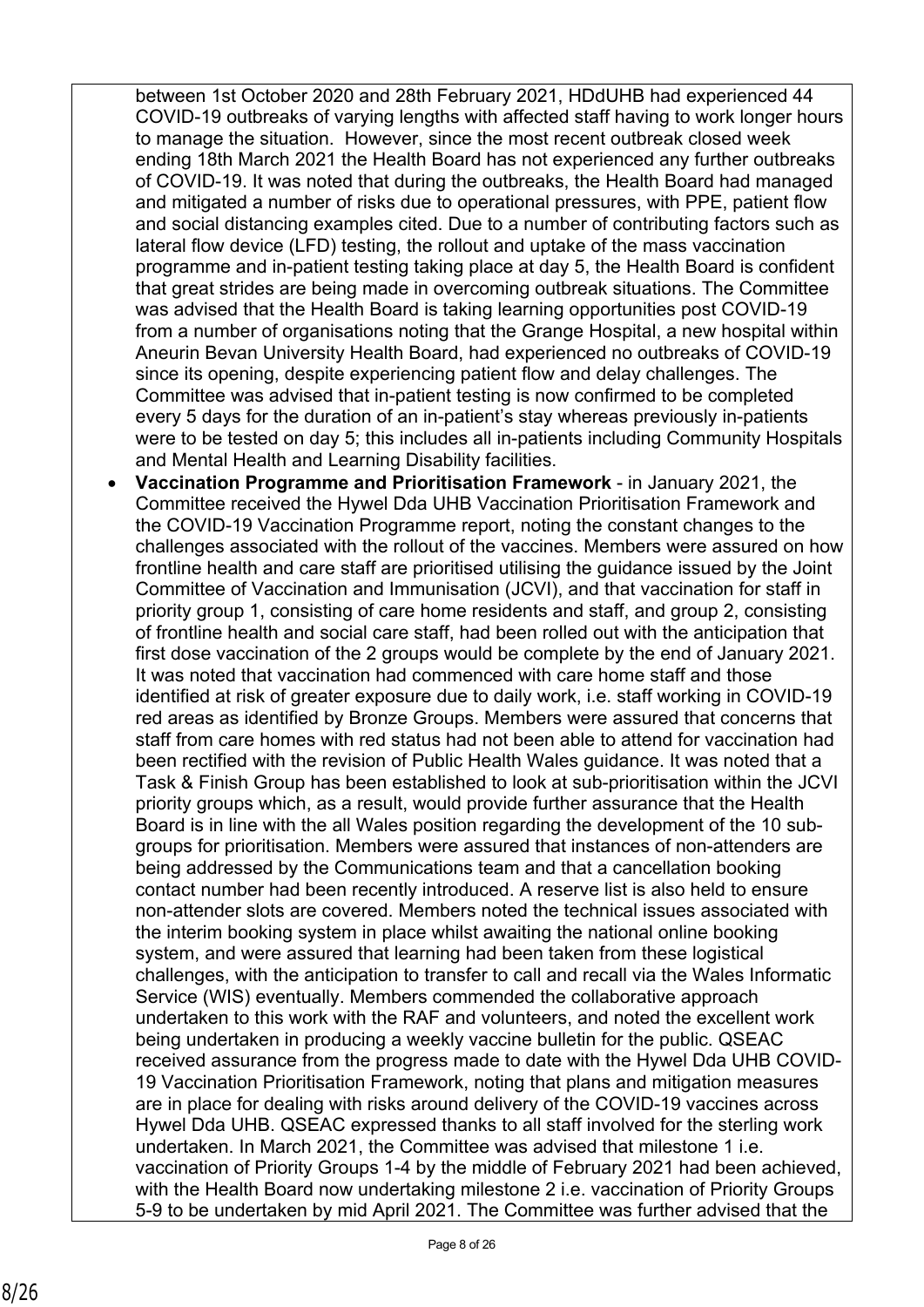between 1st October 2020 and 28th February 2021, HDdUHB had experienced 44 COVID-19 outbreaks of varying lengths with affected staff having to work longer hours to manage the situation. However, since the most recent outbreak closed week ending 18th March 2021 the Health Board has not experienced any further outbreaks of COVID-19. It was noted that during the outbreaks, the Health Board had managed and mitigated a number of risks due to operational pressures, with PPE, patient flow and social distancing examples cited. Due to a number of contributing factors such as lateral flow device (LFD) testing, the rollout and uptake of the mass vaccination programme and in-patient testing taking place at day 5, the Health Board is confident that great strides are being made in overcoming outbreak situations. The Committee was advised that the Health Board is taking learning opportunities post COVID-19 from a number of organisations noting that the Grange Hospital, a new hospital within Aneurin Bevan University Health Board, had experienced no outbreaks of COVID-19 since its opening, despite experiencing patient flow and delay challenges. The Committee was advised that in-patient testing is now confirmed to be completed every 5 days for the duration of an in-patient's stay whereas previously in-patients were to be tested on day 5; this includes all in-patients including Community Hospitals and Mental Health and Learning Disability facilities.

- **Vaccination Programme and Prioritisation Framework** - in January 2021, the Committee received the Hywel Dda UHB Vaccination Prioritisation Framework and the COVID-19 Vaccination Programme report, noting the constant changes to the challenges associated with the rollout of the vaccines. Members were assured on how frontline health and care staff are prioritised utilising the guidance issued by the Joint Committee of Vaccination and Immunisation (JCVI), and that vaccination for staff in priority group 1, consisting of care home residents and staff, and group 2, consisting of frontline health and social care staff, had been rolled out with the anticipation that first dose vaccination of the 2 groups would be complete by the end of January 2021. It was noted that vaccination had commenced with care home staff and those identified at risk of greater exposure due to daily work, i.e. staff working in COVID-19 red areas as identified by Bronze Groups. Members were assured that concerns that staff from care homes with red status had not been able to attend for vaccination had been rectified with the revision of Public Health Wales guidance. It was noted that a Task & Finish Group has been established to look at sub-prioritisation within the JCVI priority groups which, as a result, would provide further assurance that the Health Board is in line with the all Wales position regarding the development of the 10 sub-groups for prioritisation. Members were assured that instances of non-attenders are being addressed by the Communications team and that a cancellation booking contact number had been recently introduced. A reserve list is also held to ensure non-attender slots are covered. Members noted the technical issues associated with the interim booking system in place whilst awaiting the national online booking system, and were assured that learning had been taken from these logistical challenges, with the anticipation to transfer to call and recall via the Wales Informatic Service (WIS) eventually. Members commended the collaborative approach undertaken to this work with the RAF and volunteers, and noted the excellent work being undertaken in producing a weekly vaccine bulletin for the public. QSEAC received assurance from the progress made to date with the Hywel Dda UHB COVID-19 Vaccination Prioritisation Framework, noting that plans and mitigation measures are in place for dealing with risks around delivery of the COVID-19 vaccines across Hywel Dda UHB. QSEAC expressed thanks to all staff involved for the sterling work undertaken. In March 2021, the Committee was advised that milestone 1 i.e. vaccination of Priority Groups 1-4 by the middle of February 2021 had been achieved, with the Health Board now undertaking milestone 2 i.e. vaccination of Priority Groups 5-9 to be undertaken by mid April 2021. The Committee was further advised that the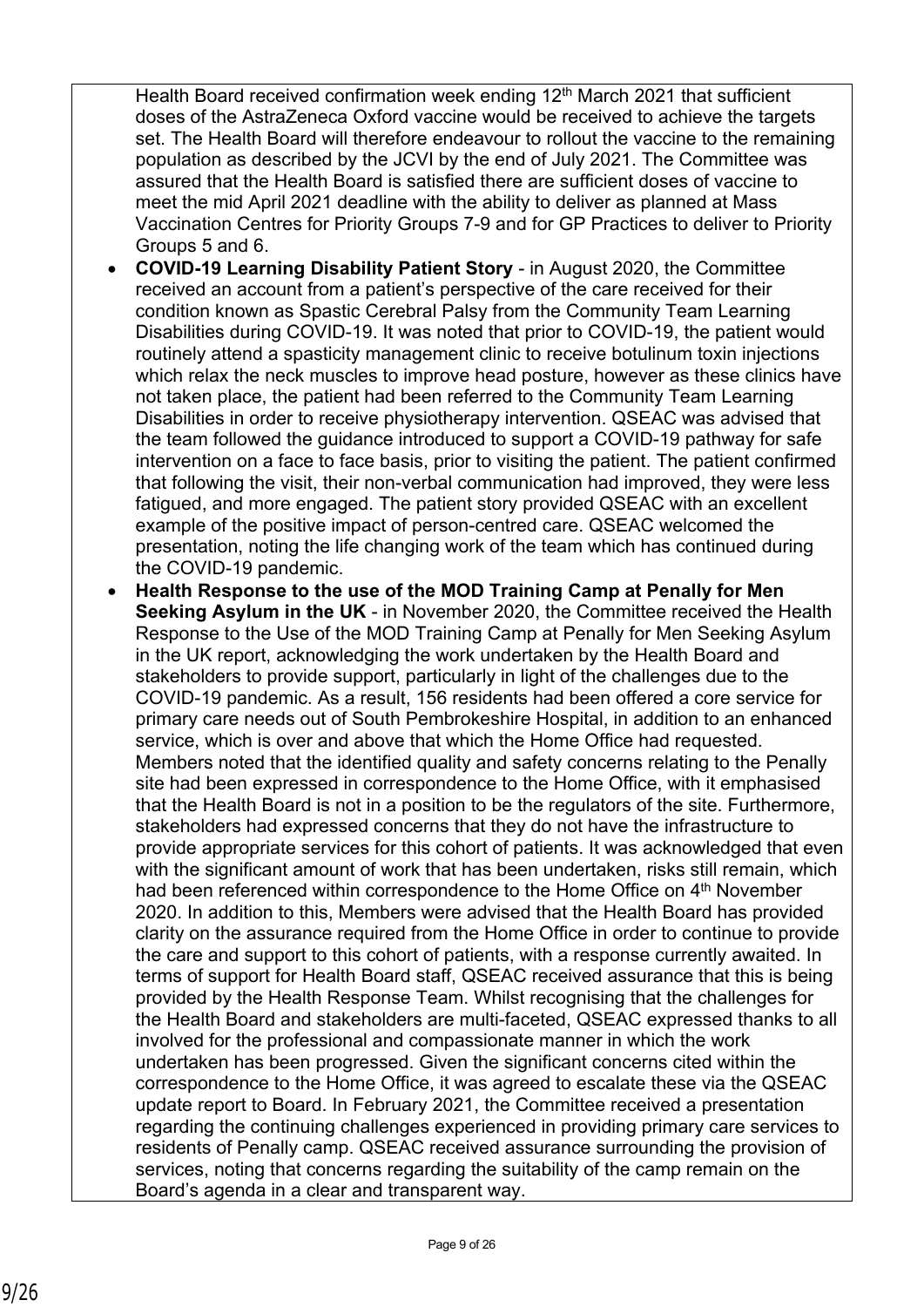Health Board received confirmation week ending 12th March 2021 that sufficient doses of the AstraZeneca Oxford vaccine would be received to achieve the targets set. The Health Board will therefore endeavour to rollout the vaccine to the remaining population as described by the JCVI by the end of July 2021. The Committee was assured that the Health Board is satisfied there are sufficient doses of vaccine to meet the mid April 2021 deadline with the ability to deliver as planned at Mass Vaccination Centres for Priority Groups 7-9 and for GP Practices to deliver to Priority Groups 5 and 6.

- **COVID-19 Learning Disability Patient Story** - in August 2020, the Committee received an account from a patient's perspective of the care received for their condition known as Spastic Cerebral Palsy from the Community Team Learning Disabilities during COVID-19. It was noted that prior to COVID-19, the patient would routinely attend a spasticity management clinic to receive botulinum toxin injections which relax the neck muscles to improve head posture, however as these clinics have not taken place, the patient had been referred to the Community Team Learning Disabilities in order to receive physiotherapy intervention. QSEAC was advised that the team followed the guidance introduced to support a COVID-19 pathway for safe intervention on a face to face basis, prior to visiting the patient. The patient confirmed that following the visit, their non-verbal communication had improved, they were less fatigued, and more engaged. The patient story provided QSEAC with an excellent example of the positive impact of person-centred care. QSEAC welcomed the presentation, noting the life changing work of the team which has continued during the COVID-19 pandemic.
- **Health Response to the use of the MOD Training Camp at Penally for Men Seeking Asylum in the UK** - in November 2020, the Committee received the Health Response to the Use of the MOD Training Camp at Penally for Men Seeking Asylum in the UK report, acknowledging the work undertaken by the Health Board and stakeholders to provide support, particularly in light of the challenges due to the COVID-19 pandemic. As a result, 156 residents had been offered a core service for primary care needs out of South Pembrokeshire Hospital, in addition to an enhanced service, which is over and above that which the Home Office had requested. Members noted that the identified quality and safety concerns relating to the Penally site had been expressed in correspondence to the Home Office, with it emphasised that the Health Board is not in a position to be the regulators of the site. Furthermore, stakeholders had expressed concerns that they do not have the infrastructure to provide appropriate services for this cohort of patients. It was acknowledged that even with the significant amount of work that has been undertaken, risks still remain, which had been referenced within correspondence to the Home Office on 4th November 2020. In addition to this, Members were advised that the Health Board has provided clarity on the assurance required from the Home Office in order to continue to provide the care and support to this cohort of patients, with a response currently awaited. In terms of support for Health Board staff, QSEAC received assurance that this is being provided by the Health Response Team. Whilst recognising that the challenges for the Health Board and stakeholders are multi-faceted, QSEAC expressed thanks to all involved for the professional and compassionate manner in which the work undertaken has been progressed. Given the significant concerns cited within the correspondence to the Home Office, it was agreed to escalate these via the QSEAC update report to Board. In February 2021, the Committee received a presentation regarding the continuing challenges experienced in providing primary care services to residents of Penally camp. QSEAC received assurance surrounding the provision of services, noting that concerns regarding the suitability of the camp remain on the Board's agenda in a clear and transparent way.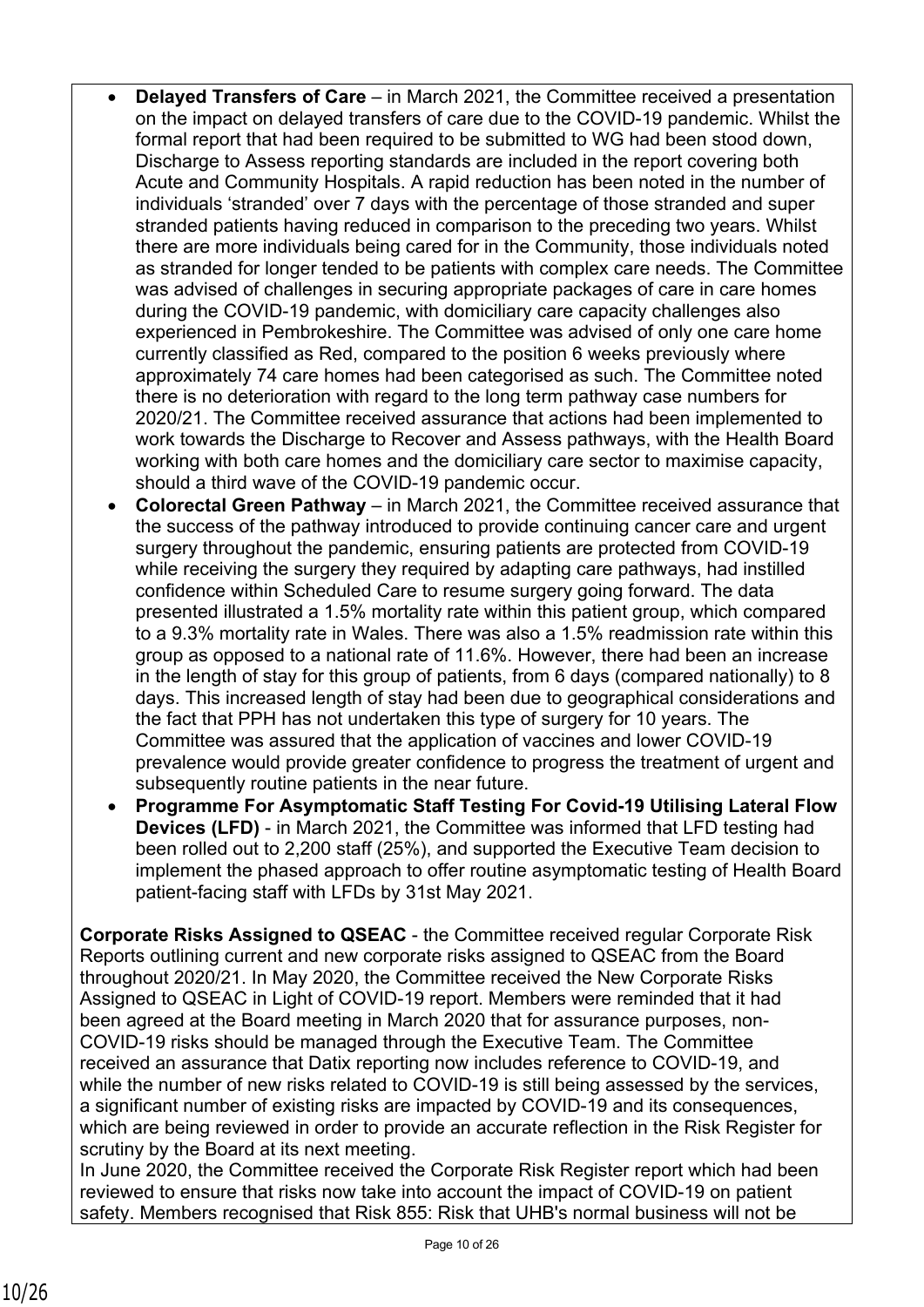- **Delayed Transfers of Care** – in March 2021, the Committee received a presentation on the impact on delayed transfers of care due to the COVID-19 pandemic. Whilst the formal report that had been required to be submitted to WG had been stood down, Discharge to Assess reporting standards are included in the report covering both Acute and Community Hospitals. A rapid reduction has been noted in the number of individuals 'stranded' over 7 days with the percentage of those stranded and super stranded patients having reduced in comparison to the preceding two years. Whilst there are more individuals being cared for in the Community, those individuals noted as stranded for longer tended to be patients with complex care needs. The Committee was advised of challenges in securing appropriate packages of care in care homes during the COVID-19 pandemic, with domiciliary care capacity challenges also experienced in Pembrokeshire. The Committee was advised of only one care home currently classified as Red, compared to the position 6 weeks previously where approximately 74 care homes had been categorised as such. The Committee noted there is no deterioration with regard to the long term pathway case numbers for 2020/21. The Committee received assurance that actions had been implemented to work towards the Discharge to Recover and Assess pathways, with the Health Board working with both care homes and the domiciliary care sector to maximise capacity, should a third wave of the COVID-19 pandemic occur.
- **Colorectal Green Pathway** – in March 2021, the Committee received assurance that the success of the pathway introduced to provide continuing cancer care and urgent surgery throughout the pandemic, ensuring patients are protected from COVID-19 while receiving the surgery they required by adapting care pathways, had instilled confidence within Scheduled Care to resume surgery going forward. The data presented illustrated a 1.5% mortality rate within this patient group, which compared to a 9.3% mortality rate in Wales. There was also a 1.5% readmission rate within this group as opposed to a national rate of 11.6%. However, there had been an increase in the length of stay for this group of patients, from 6 days (compared nationally) to 8 days. This increased length of stay had been due to geographical considerations and the fact that PPH has not undertaken this type of surgery for 10 years. The Committee was assured that the application of vaccines and lower COVID-19 prevalence would provide greater confidence to progress the treatment of urgent and subsequently routine patients in the near future.
- **Programme For Asymptomatic Staff Testing For Covid-19 Utilising Lateral Flow Devices (LFD)** - in March 2021, the Committee was informed that LFD testing had been rolled out to 2,200 staff (25%), and supported the Executive Team decision to implement the phased approach to offer routine asymptomatic testing of Health Board patient-facing staff with LFDs by 31st May 2021.

**Corporate Risks Assigned to QSEAC** - the Committee received regular Corporate Risk Reports outlining current and new corporate risks assigned to QSEAC from the Board throughout 2020/21. In May 2020, the Committee received the New Corporate Risks Assigned to QSEAC in Light of COVID-19 report. Members were reminded that it had been agreed at the Board meeting in March 2020 that for assurance purposes, non-COVID-19 risks should be managed through the Executive Team. The Committee received an assurance that Datix reporting now includes reference to COVID-19, and while the number of new risks related to COVID-19 is still being assessed by the services, a significant number of existing risks are impacted by COVID-19 and its consequences, which are being reviewed in order to provide an accurate reflection in the Risk Register for scrutiny by the Board at its next meeting.

In June 2020, the Committee received the Corporate Risk Register report which had been reviewed to ensure that risks now take into account the impact of COVID-19 on patient safety. Members recognised that Risk 855: Risk that UHB's normal business will not be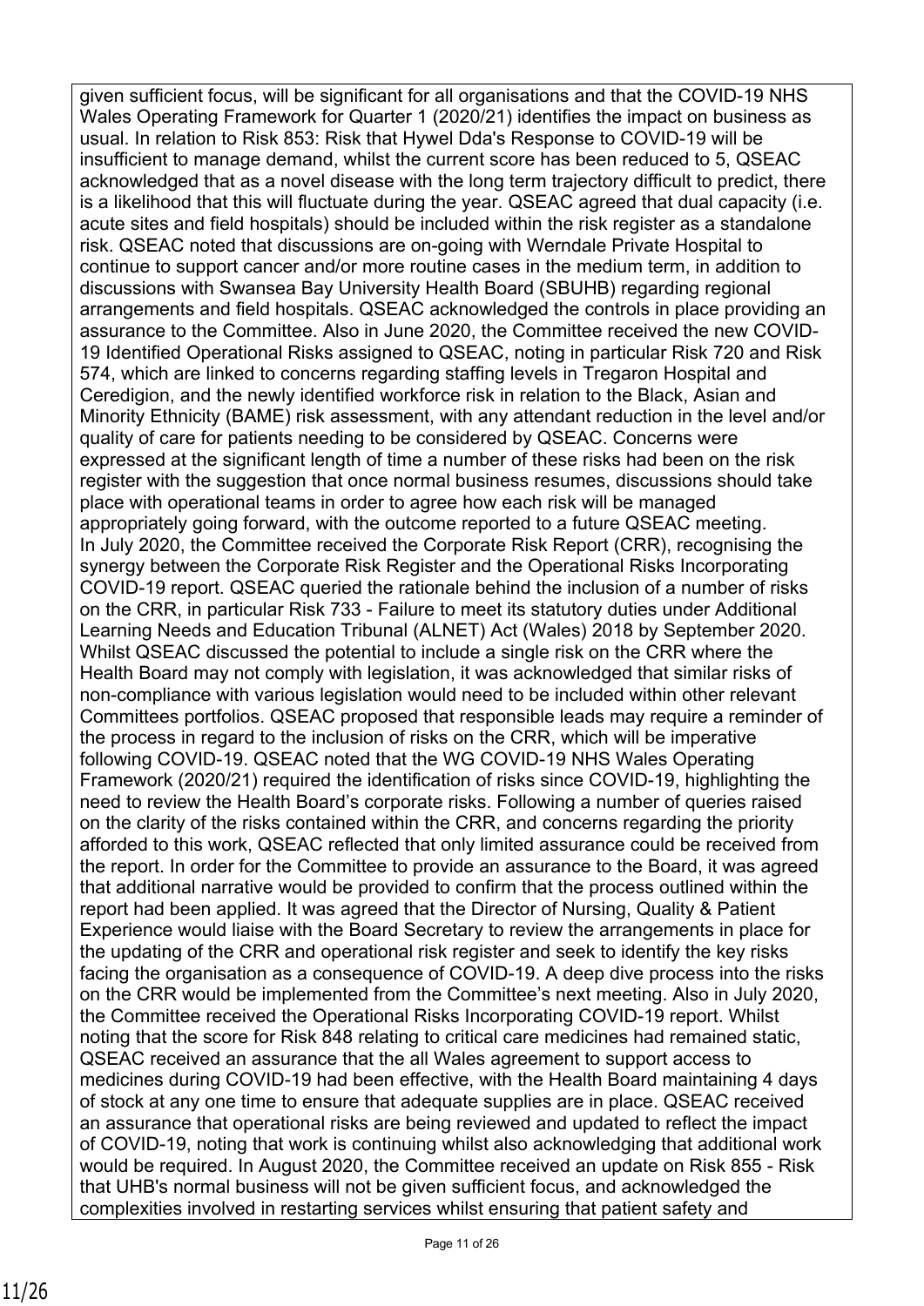given sufficient focus, will be significant for all organisations and that the COVID-19 NHS Wales Operating Framework for Quarter 1 (2020/21) identifies the impact on business as usual. In relation to Risk 853: Risk that Hywel Dda's Response to COVID-19 will be insufficient to manage demand, whilst the current score has been reduced to 5, QSEAC acknowledged that as a novel disease with the long term trajectory difficult to predict, there is a likelihood that this will fluctuate during the year. QSEAC agreed that dual capacity (i.e. acute sites and field hospitals) should be included within the risk register as a standalone risk. QSEAC noted that discussions are on-going with Werndale Private Hospital to continue to support cancer and/or more routine cases in the medium term, in addition to discussions with Swansea Bay University Health Board (SBUHB) regarding regional arrangements and field hospitals. QSEAC acknowledged the controls in place providing an assurance to the Committee. Also in June 2020, the Committee received the new COVID-19 Identified Operational Risks assigned to QSEAC, noting in particular Risk 720 and Risk 574, which are linked to concerns regarding staffing levels in Tregaron Hospital and Ceredigion, and the newly identified workforce risk in relation to the Black, Asian and Minority Ethnicity (BAME) risk assessment, with any attendant reduction in the level and/or quality of care for patients needing to be considered by QSEAC. Concerns were expressed at the significant length of time a number of these risks had been on the risk register with the suggestion that once normal business resumes, discussions should take place with operational teams in order to agree how each risk will be managed appropriately going forward, with the outcome reported to a future QSEAC meeting.
In July 2020, the Committee received the Corporate Risk Report (CRR), recognising the synergy between the Corporate Risk Register and the Operational Risks Incorporating COVID-19 report. QSEAC queried the rationale behind the inclusion of a number of risks on the CRR, in particular Risk 733 - Failure to meet its statutory duties under Additional Learning Needs and Education Tribunal (ALNET) Act (Wales) 2018 by September 2020. Whilst QSEAC discussed the potential to include a single risk on the CRR where the Health Board may not comply with legislation, it was acknowledged that similar risks of non-compliance with various legislation would need to be included within other relevant Committees portfolios. QSEAC proposed that responsible leads may require a reminder of the process in regard to the inclusion of risks on the CRR, which will be imperative following COVID-19. QSEAC noted that the WG COVID-19 NHS Wales Operating Framework (2020/21) required the identification of risks since COVID-19, highlighting the need to review the Health Board's corporate risks. Following a number of queries raised on the clarity of the risks contained within the CRR, and concerns regarding the priority afforded to this work, QSEAC reflected that only limited assurance could be received from the report. In order for the Committee to provide an assurance to the Board, it was agreed that additional narrative would be provided to confirm that the process outlined within the report had been applied. It was agreed that the Director of Nursing, Quality & Patient Experience would liaise with the Board Secretary to review the arrangements in place for the updating of the CRR and operational risk register and seek to identify the key risks facing the organisation as a consequence of COVID-19. A deep dive process into the risks on the CRR would be implemented from the Committee's next meeting. Also in July 2020, the Committee received the Operational Risks Incorporating COVID-19 report. Whilst noting that the score for Risk 848 relating to critical care medicines had remained static, QSEAC received an assurance that the all Wales agreement to support access to medicines during COVID-19 had been effective, with the Health Board maintaining 4 days of stock at any one time to ensure that adequate supplies are in place. QSEAC received an assurance that operational risks are being reviewed and updated to reflect the impact of COVID-19, noting that work is continuing whilst also acknowledging that additional work would be required. In August 2020, the Committee received an update on Risk 855 - Risk that UHB's normal business will not be given sufficient focus, and acknowledged the complexities involved in restarting services whilst ensuring that patient safety and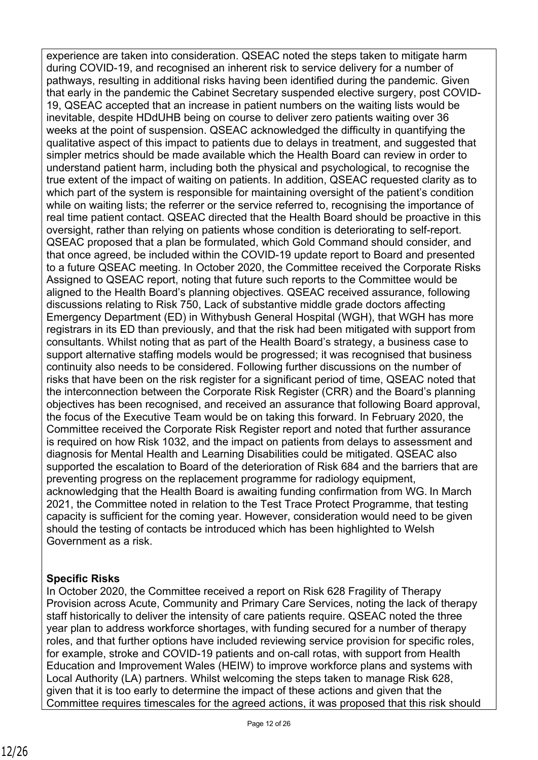experience are taken into consideration. QSEAC noted the steps taken to mitigate harm during COVID-19, and recognised an inherent risk to service delivery for a number of pathways, resulting in additional risks having been identified during the pandemic. Given that early in the pandemic the Cabinet Secretary suspended elective surgery, post COVID-19, QSEAC accepted that an increase in patient numbers on the waiting lists would be inevitable, despite HDdUHB being on course to deliver zero patients waiting over 36 weeks at the point of suspension. QSEAC acknowledged the difficulty in quantifying the qualitative aspect of this impact to patients due to delays in treatment, and suggested that simpler metrics should be made available which the Health Board can review in order to understand patient harm, including both the physical and psychological, to recognise the true extent of the impact of waiting on patients. In addition, QSEAC requested clarity as to which part of the system is responsible for maintaining oversight of the patient's condition while on waiting lists; the referrer or the service referred to, recognising the importance of real time patient contact. QSEAC directed that the Health Board should be proactive in this oversight, rather than relying on patients whose condition is deteriorating to self-report. QSEAC proposed that a plan be formulated, which Gold Command should consider, and that once agreed, be included within the COVID-19 update report to Board and presented to a future QSEAC meeting. In October 2020, the Committee received the Corporate Risks Assigned to QSEAC report, noting that future such reports to the Committee would be aligned to the Health Board's planning objectives. QSEAC received assurance, following discussions relating to Risk 750, Lack of substantive middle grade doctors affecting Emergency Department (ED) in Withybush General Hospital (WGH), that WGH has more registrars in its ED than previously, and that the risk had been mitigated with support from consultants. Whilst noting that as part of the Health Board's strategy, a business case to support alternative staffing models would be progressed; it was recognised that business continuity also needs to be considered. Following further discussions on the number of risks that have been on the risk register for a significant period of time, QSEAC noted that the interconnection between the Corporate Risk Register (CRR) and the Board's planning objectives has been recognised, and received an assurance that following Board approval, the focus of the Executive Team would be on taking this forward. In February 2020, the Committee received the Corporate Risk Register report and noted that further assurance is required on how Risk 1032, and the impact on patients from delays to assessment and diagnosis for Mental Health and Learning Disabilities could be mitigated. QSEAC also supported the escalation to Board of the deterioration of Risk 684 and the barriers that are preventing progress on the replacement programme for radiology equipment, acknowledging that the Health Board is awaiting funding confirmation from WG. In March 2021, the Committee noted in relation to the Test Trace Protect Programme, that testing capacity is sufficient for the coming year. However, consideration would need to be given should the testing of contacts be introduced which has been highlighted to Welsh Government as a risk.

**Specific Risks**

In October 2020, the Committee received a report on Risk 628 Fragility of Therapy Provision across Acute, Community and Primary Care Services, noting the lack of therapy staff historically to deliver the intensity of care patients require. QSEAC noted the three year plan to address workforce shortages, with funding secured for a number of therapy roles, and that further options have included reviewing service provision for specific roles, for example, stroke and COVID-19 patients and on-call rotas, with support from Health Education and Improvement Wales (HEIW) to improve workforce plans and systems with Local Authority (LA) partners. Whilst welcoming the steps taken to manage Risk 628, given that it is too early to determine the impact of these actions and given that the Committee requires timescales for the agreed actions, it was proposed that this risk should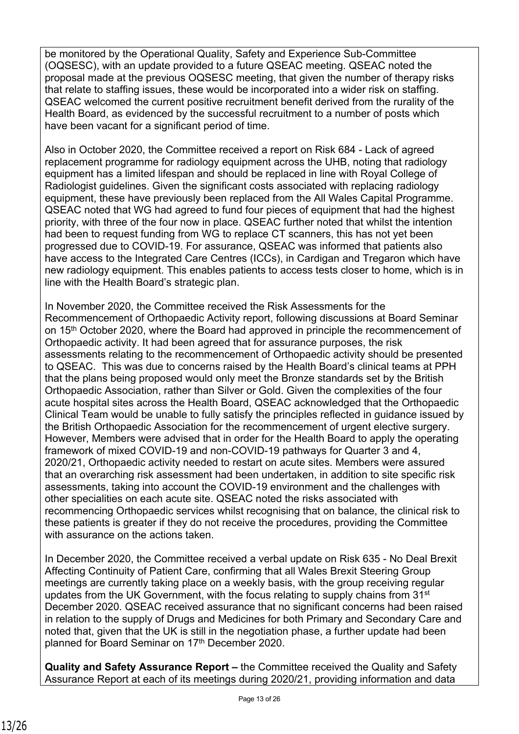be monitored by the Operational Quality, Safety and Experience Sub-Committee (OQSESC), with an update provided to a future QSEAC meeting. QSEAC noted the proposal made at the previous OQSESC meeting, that given the number of therapy risks that relate to staffing issues, these would be incorporated into a wider risk on staffing. QSEAC welcomed the current positive recruitment benefit derived from the rurality of the Health Board, as evidenced by the successful recruitment to a number of posts which have been vacant for a significant period of time.

Also in October 2020, the Committee received a report on Risk 684 - Lack of agreed replacement programme for radiology equipment across the UHB, noting that radiology equipment has a limited lifespan and should be replaced in line with Royal College of Radiologist guidelines. Given the significant costs associated with replacing radiology equipment, these have previously been replaced from the All Wales Capital Programme. QSEAC noted that WG had agreed to fund four pieces of equipment that had the highest priority, with three of the four now in place. QSEAC further noted that whilst the intention had been to request funding from WG to replace CT scanners, this has not yet been progressed due to COVID-19. For assurance, QSEAC was informed that patients also have access to the Integrated Care Centres (ICCs), in Cardigan and Tregaron which have new radiology equipment. This enables patients to access tests closer to home, which is in line with the Health Board's strategic plan.

In November 2020, the Committee received the Risk Assessments for the Recommencement of Orthopaedic Activity report, following discussions at Board Seminar on 15th October 2020, where the Board had approved in principle the recommencement of Orthopaedic activity. It had been agreed that for assurance purposes, the risk assessments relating to the recommencement of Orthopaedic activity should be presented to QSEAC. This was due to concerns raised by the Health Board's clinical teams at PPH that the plans being proposed would only meet the Bronze standards set by the British Orthopaedic Association, rather than Silver or Gold. Given the complexities of the four acute hospital sites across the Health Board, QSEAC acknowledged that the Orthopaedic Clinical Team would be unable to fully satisfy the principles reflected in guidance issued by the British Orthopaedic Association for the recommencement of urgent elective surgery. However, Members were advised that in order for the Health Board to apply the operating framework of mixed COVID-19 and non-COVID-19 pathways for Quarter 3 and 4, 2020/21, Orthopaedic activity needed to restart on acute sites. Members were assured that an overarching risk assessment had been undertaken, in addition to site specific risk assessments, taking into account the COVID-19 environment and the challenges with other specialities on each acute site. QSEAC noted the risks associated with recommencing Orthopaedic services whilst recognising that on balance, the clinical risk to these patients is greater if they do not receive the procedures, providing the Committee with assurance on the actions taken.

In December 2020, the Committee received a verbal update on Risk 635 - No Deal Brexit Affecting Continuity of Patient Care, confirming that all Wales Brexit Steering Group meetings are currently taking place on a weekly basis, with the group receiving regular updates from the UK Government, with the focus relating to supply chains from 31st December 2020. QSEAC received assurance that no significant concerns had been raised in relation to the supply of Drugs and Medicines for both Primary and Secondary Care and noted that, given that the UK is still in the negotiation phase, a further update had been planned for Board Seminar on 17th December 2020.

**Quality and Safety Assurance Report –** the Committee received the Quality and Safety Assurance Report at each of its meetings during 2020/21, providing information and data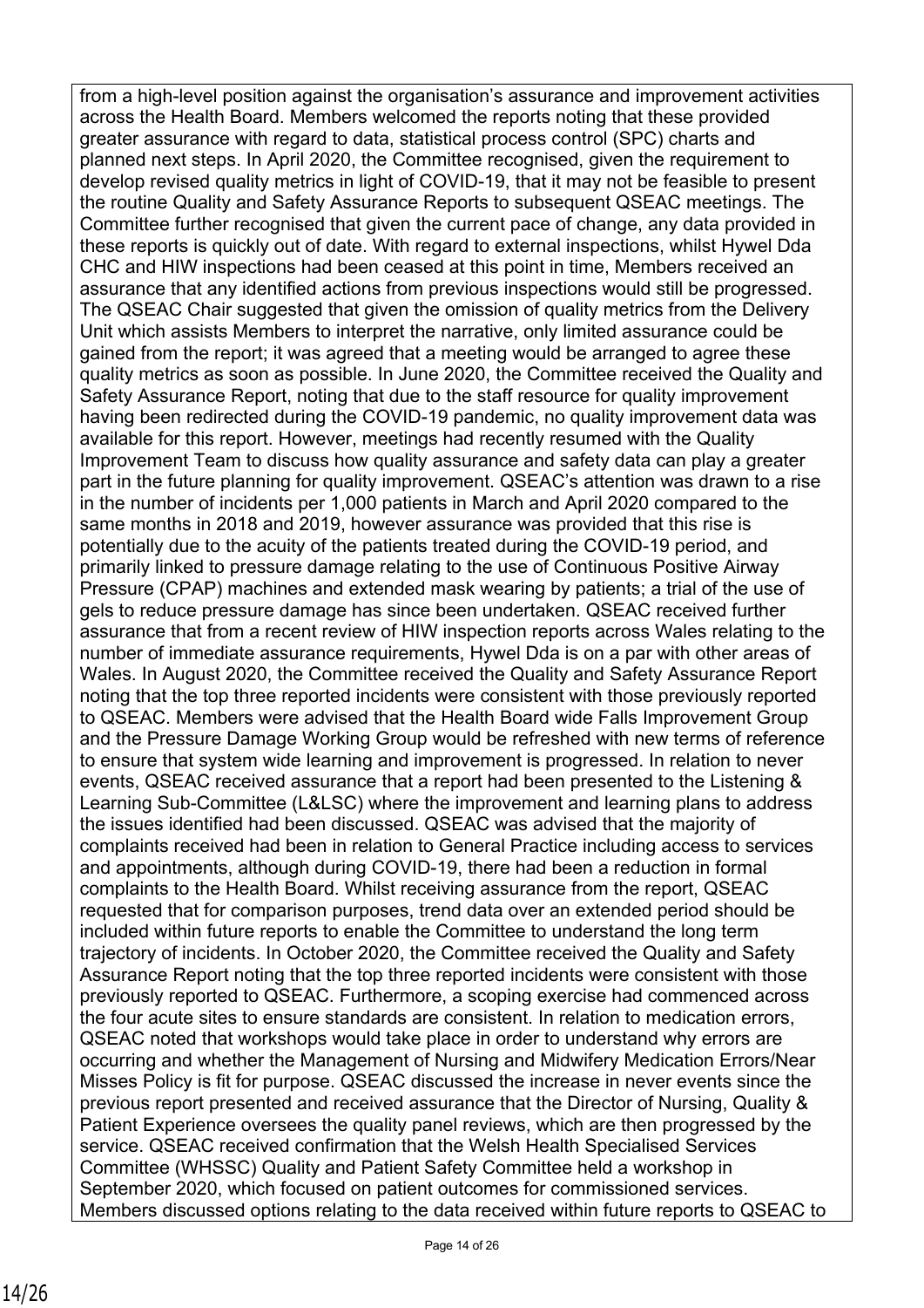from a high-level position against the organisation's assurance and improvement activities across the Health Board. Members welcomed the reports noting that these provided greater assurance with regard to data, statistical process control (SPC) charts and planned next steps. In April 2020, the Committee recognised, given the requirement to develop revised quality metrics in light of COVID-19, that it may not be feasible to present the routine Quality and Safety Assurance Reports to subsequent QSEAC meetings. The Committee further recognised that given the current pace of change, any data provided in these reports is quickly out of date. With regard to external inspections, whilst Hywel Dda CHC and HIW inspections had been ceased at this point in time, Members received an assurance that any identified actions from previous inspections would still be progressed. The QSEAC Chair suggested that given the omission of quality metrics from the Delivery Unit which assists Members to interpret the narrative, only limited assurance could be gained from the report; it was agreed that a meeting would be arranged to agree these quality metrics as soon as possible. In June 2020, the Committee received the Quality and Safety Assurance Report, noting that due to the staff resource for quality improvement having been redirected during the COVID-19 pandemic, no quality improvement data was available for this report. However, meetings had recently resumed with the Quality Improvement Team to discuss how quality assurance and safety data can play a greater part in the future planning for quality improvement. QSEAC's attention was drawn to a rise in the number of incidents per 1,000 patients in March and April 2020 compared to the same months in 2018 and 2019, however assurance was provided that this rise is potentially due to the acuity of the patients treated during the COVID-19 period, and primarily linked to pressure damage relating to the use of Continuous Positive Airway Pressure (CPAP) machines and extended mask wearing by patients; a trial of the use of gels to reduce pressure damage has since been undertaken. QSEAC received further assurance that from a recent review of HIW inspection reports across Wales relating to the number of immediate assurance requirements, Hywel Dda is on a par with other areas of Wales. In August 2020, the Committee received the Quality and Safety Assurance Report noting that the top three reported incidents were consistent with those previously reported to QSEAC. Members were advised that the Health Board wide Falls Improvement Group and the Pressure Damage Working Group would be refreshed with new terms of reference to ensure that system wide learning and improvement is progressed. In relation to never events, QSEAC received assurance that a report had been presented to the Listening & Learning Sub-Committee (L&LSC) where the improvement and learning plans to address the issues identified had been discussed. QSEAC was advised that the majority of complaints received had been in relation to General Practice including access to services and appointments, although during COVID-19, there had been a reduction in formal complaints to the Health Board. Whilst receiving assurance from the report, QSEAC requested that for comparison purposes, trend data over an extended period should be included within future reports to enable the Committee to understand the long term trajectory of incidents. In October 2020, the Committee received the Quality and Safety Assurance Report noting that the top three reported incidents were consistent with those previously reported to QSEAC. Furthermore, a scoping exercise had commenced across the four acute sites to ensure standards are consistent. In relation to medication errors, QSEAC noted that workshops would take place in order to understand why errors are occurring and whether the Management of Nursing and Midwifery Medication Errors/Near Misses Policy is fit for purpose. QSEAC discussed the increase in never events since the previous report presented and received assurance that the Director of Nursing, Quality & Patient Experience oversees the quality panel reviews, which are then progressed by the service. QSEAC received confirmation that the Welsh Health Specialised Services Committee (WHSSC) Quality and Patient Safety Committee held a workshop in September 2020, which focused on patient outcomes for commissioned services. Members discussed options relating to the data received within future reports to QSEAC to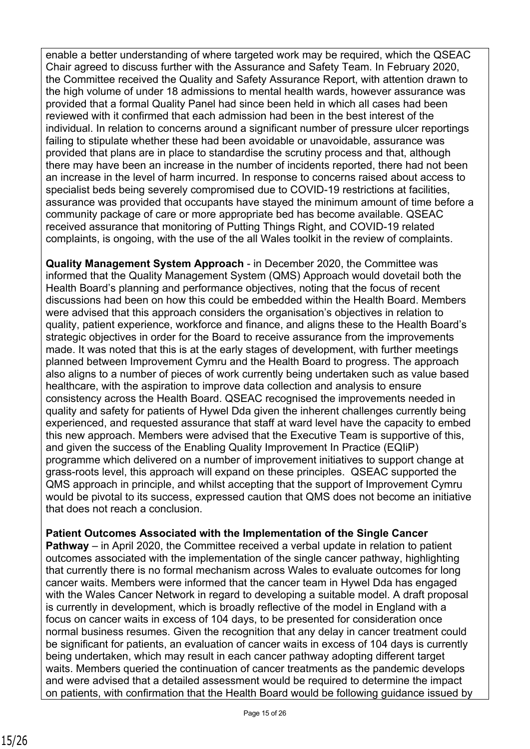enable a better understanding of where targeted work may be required, which the QSEAC Chair agreed to discuss further with the Assurance and Safety Team. In February 2020, the Committee received the Quality and Safety Assurance Report, with attention drawn to the high volume of under 18 admissions to mental health wards, however assurance was provided that a formal Quality Panel had since been held in which all cases had been reviewed with it confirmed that each admission had been in the best interest of the individual. In relation to concerns around a significant number of pressure ulcer reportings failing to stipulate whether these had been avoidable or unavoidable, assurance was provided that plans are in place to standardise the scrutiny process and that, although there may have been an increase in the number of incidents reported, there had not been an increase in the level of harm incurred. In response to concerns raised about access to specialist beds being severely compromised due to COVID-19 restrictions at facilities, assurance was provided that occupants have stayed the minimum amount of time before a community package of care or more appropriate bed has become available. QSEAC received assurance that monitoring of Putting Things Right, and COVID-19 related complaints, is ongoing, with the use of the all Wales toolkit in the review of complaints.

**Quality Management System Approach** - in December 2020, the Committee was informed that the Quality Management System (QMS) Approach would dovetail both the Health Board's planning and performance objectives, noting that the focus of recent discussions had been on how this could be embedded within the Health Board. Members were advised that this approach considers the organisation's objectives in relation to quality, patient experience, workforce and finance, and aligns these to the Health Board's strategic objectives in order for the Board to receive assurance from the improvements made. It was noted that this is at the early stages of development, with further meetings planned between Improvement Cymru and the Health Board to progress. The approach also aligns to a number of pieces of work currently being undertaken such as value based healthcare, with the aspiration to improve data collection and analysis to ensure consistency across the Health Board. QSEAC recognised the improvements needed in quality and safety for patients of Hywel Dda given the inherent challenges currently being experienced, and requested assurance that staff at ward level have the capacity to embed this new approach. Members were advised that the Executive Team is supportive of this, and given the success of the Enabling Quality Improvement In Practice (EQIiP) programme which delivered on a number of improvement initiatives to support change at grass-roots level, this approach will expand on these principles. QSEAC supported the QMS approach in principle, and whilst accepting that the support of Improvement Cymru would be pivotal to its success, expressed caution that QMS does not become an initiative that does not reach a conclusion.

**Patient Outcomes Associated with the Implementation of the Single Cancer Pathway** – in April 2020, the Committee received a verbal update in relation to patient outcomes associated with the implementation of the single cancer pathway, highlighting that currently there is no formal mechanism across Wales to evaluate outcomes for long cancer waits. Members were informed that the cancer team in Hywel Dda has engaged with the Wales Cancer Network in regard to developing a suitable model. A draft proposal is currently in development, which is broadly reflective of the model in England with a focus on cancer waits in excess of 104 days, to be presented for consideration once normal business resumes. Given the recognition that any delay in cancer treatment could be significant for patients, an evaluation of cancer waits in excess of 104 days is currently being undertaken, which may result in each cancer pathway adopting different target waits. Members queried the continuation of cancer treatments as the pandemic develops and were advised that a detailed assessment would be required to determine the impact on patients, with confirmation that the Health Board would be following guidance issued by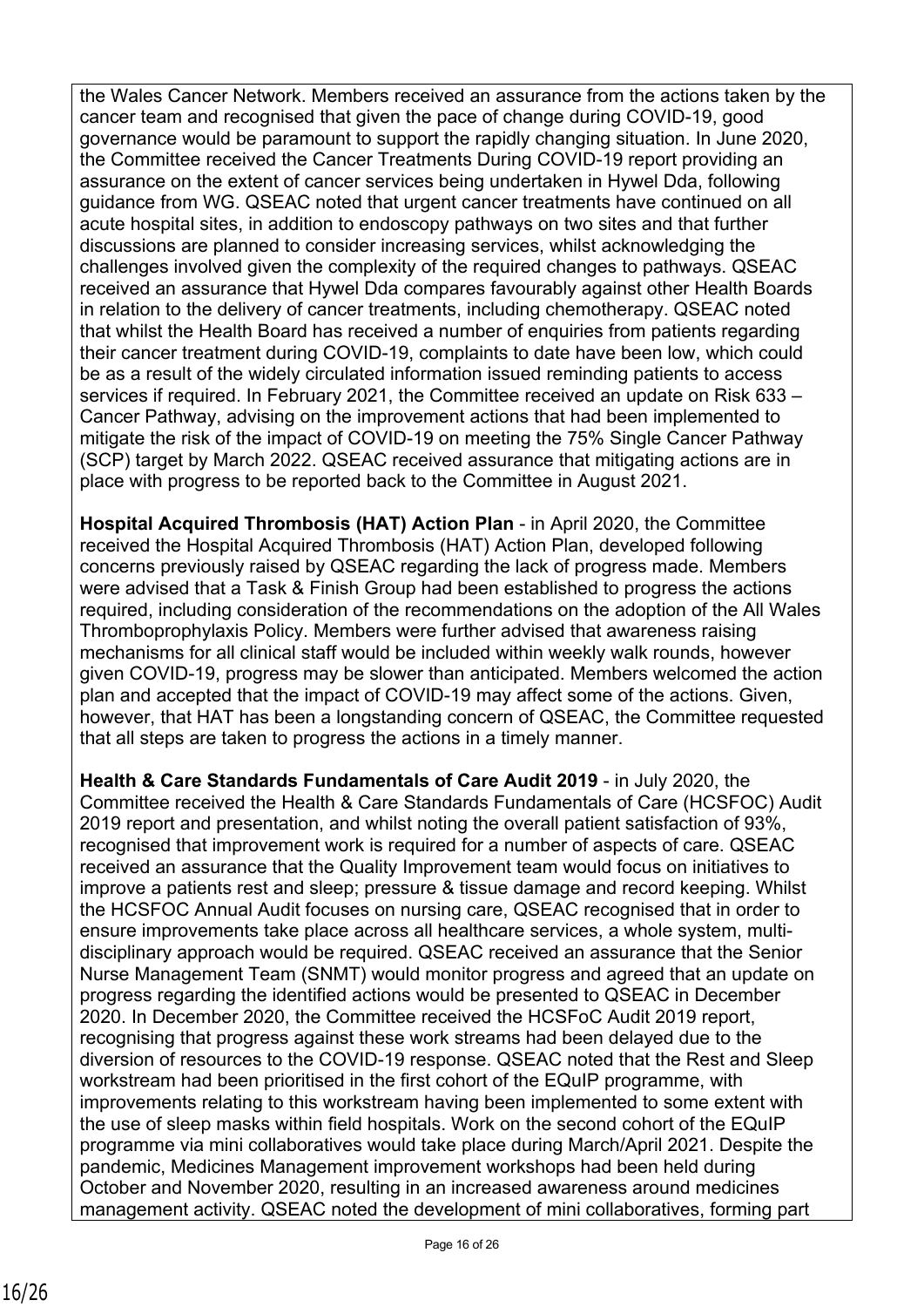the Wales Cancer Network. Members received an assurance from the actions taken by the cancer team and recognised that given the pace of change during COVID-19, good governance would be paramount to support the rapidly changing situation. In June 2020, the Committee received the Cancer Treatments During COVID-19 report providing an assurance on the extent of cancer services being undertaken in Hywel Dda, following guidance from WG. QSEAC noted that urgent cancer treatments have continued on all acute hospital sites, in addition to endoscopy pathways on two sites and that further discussions are planned to consider increasing services, whilst acknowledging the challenges involved given the complexity of the required changes to pathways. QSEAC received an assurance that Hywel Dda compares favourably against other Health Boards in relation to the delivery of cancer treatments, including chemotherapy. QSEAC noted that whilst the Health Board has received a number of enquiries from patients regarding their cancer treatment during COVID-19, complaints to date have been low, which could be as a result of the widely circulated information issued reminding patients to access services if required. In February 2021, the Committee received an update on Risk 633 – Cancer Pathway, advising on the improvement actions that had been implemented to mitigate the risk of the impact of COVID-19 on meeting the 75% Single Cancer Pathway (SCP) target by March 2022. QSEAC received assurance that mitigating actions are in place with progress to be reported back to the Committee in August 2021.

**Hospital Acquired Thrombosis (HAT) Action Plan** - in April 2020, the Committee received the Hospital Acquired Thrombosis (HAT) Action Plan, developed following concerns previously raised by QSEAC regarding the lack of progress made. Members were advised that a Task & Finish Group had been established to progress the actions required, including consideration of the recommendations on the adoption of the All Wales Thromboprophylaxis Policy. Members were further advised that awareness raising mechanisms for all clinical staff would be included within weekly walk rounds, however given COVID-19, progress may be slower than anticipated. Members welcomed the action plan and accepted that the impact of COVID-19 may affect some of the actions. Given, however, that HAT has been a longstanding concern of QSEAC, the Committee requested that all steps are taken to progress the actions in a timely manner.

**Health & Care Standards Fundamentals of Care Audit 2019** - in July 2020, the Committee received the Health & Care Standards Fundamentals of Care (HCSFOC) Audit 2019 report and presentation, and whilst noting the overall patient satisfaction of 93%, recognised that improvement work is required for a number of aspects of care. QSEAC received an assurance that the Quality Improvement team would focus on initiatives to improve a patients rest and sleep; pressure & tissue damage and record keeping. Whilst the HCSFOC Annual Audit focuses on nursing care, QSEAC recognised that in order to ensure improvements take place across all healthcare services, a whole system, multi-disciplinary approach would be required. QSEAC received an assurance that the Senior Nurse Management Team (SNMT) would monitor progress and agreed that an update on progress regarding the identified actions would be presented to QSEAC in December 2020. In December 2020, the Committee received the HCSFoC Audit 2019 report, recognising that progress against these work streams had been delayed due to the diversion of resources to the COVID-19 response. QSEAC noted that the Rest and Sleep workstream had been prioritised in the first cohort of the EQuIP programme, with improvements relating to this workstream having been implemented to some extent with the use of sleep masks within field hospitals. Work on the second cohort of the EQuIP programme via mini collaboratives would take place during March/April 2021. Despite the pandemic, Medicines Management improvement workshops had been held during October and November 2020, resulting in an increased awareness around medicines management activity. QSEAC noted the development of mini collaboratives, forming part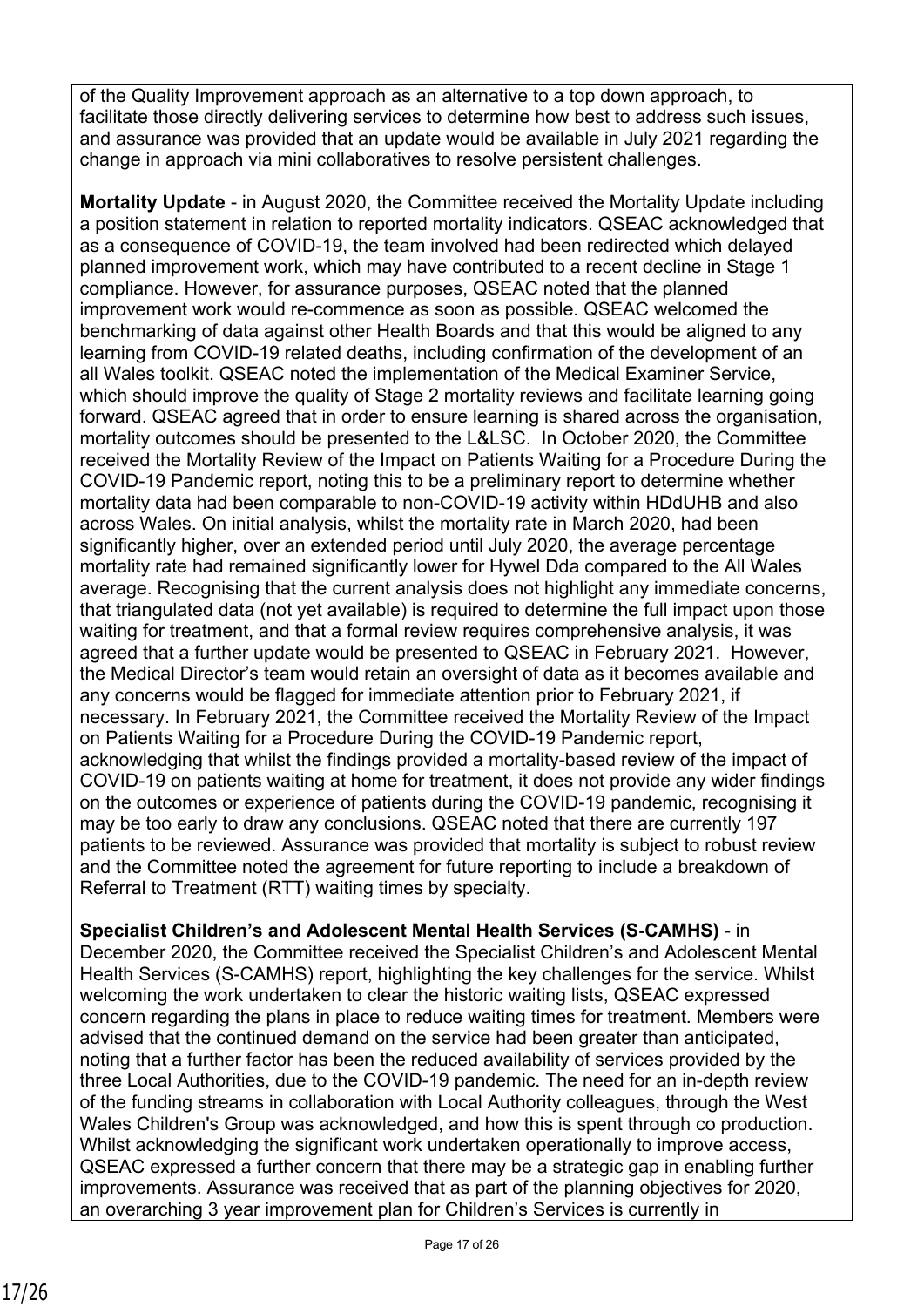of the Quality Improvement approach as an alternative to a top down approach, to facilitate those directly delivering services to determine how best to address such issues, and assurance was provided that an update would be available in July 2021 regarding the change in approach via mini collaboratives to resolve persistent challenges.

**Mortality Update** - in August 2020, the Committee received the Mortality Update including a position statement in relation to reported mortality indicators. QSEAC acknowledged that as a consequence of COVID-19, the team involved had been redirected which delayed planned improvement work, which may have contributed to a recent decline in Stage 1 compliance. However, for assurance purposes, QSEAC noted that the planned improvement work would re-commence as soon as possible. QSEAC welcomed the benchmarking of data against other Health Boards and that this would be aligned to any learning from COVID-19 related deaths, including confirmation of the development of an all Wales toolkit. QSEAC noted the implementation of the Medical Examiner Service, which should improve the quality of Stage 2 mortality reviews and facilitate learning going forward. QSEAC agreed that in order to ensure learning is shared across the organisation, mortality outcomes should be presented to the L&LSC. In October 2020, the Committee received the Mortality Review of the Impact on Patients Waiting for a Procedure During the COVID-19 Pandemic report, noting this to be a preliminary report to determine whether mortality data had been comparable to non-COVID-19 activity within HDdUHB and also across Wales. On initial analysis, whilst the mortality rate in March 2020, had been significantly higher, over an extended period until July 2020, the average percentage mortality rate had remained significantly lower for Hywel Dda compared to the All Wales average. Recognising that the current analysis does not highlight any immediate concerns, that triangulated data (not yet available) is required to determine the full impact upon those waiting for treatment, and that a formal review requires comprehensive analysis, it was agreed that a further update would be presented to QSEAC in February 2021. However, the Medical Director's team would retain an oversight of data as it becomes available and any concerns would be flagged for immediate attention prior to February 2021, if necessary. In February 2021, the Committee received the Mortality Review of the Impact on Patients Waiting for a Procedure During the COVID-19 Pandemic report, acknowledging that whilst the findings provided a mortality-based review of the impact of COVID-19 on patients waiting at home for treatment, it does not provide any wider findings on the outcomes or experience of patients during the COVID-19 pandemic, recognising it may be too early to draw any conclusions. QSEAC noted that there are currently 197 patients to be reviewed. Assurance was provided that mortality is subject to robust review and the Committee noted the agreement for future reporting to include a breakdown of Referral to Treatment (RTT) waiting times by specialty.

**Specialist Children's and Adolescent Mental Health Services (S-CAMHS)** - in December 2020, the Committee received the Specialist Children's and Adolescent Mental Health Services (S-CAMHS) report, highlighting the key challenges for the service. Whilst welcoming the work undertaken to clear the historic waiting lists, QSEAC expressed concern regarding the plans in place to reduce waiting times for treatment. Members were advised that the continued demand on the service had been greater than anticipated, noting that a further factor has been the reduced availability of services provided by the three Local Authorities, due to the COVID-19 pandemic. The need for an in-depth review of the funding streams in collaboration with Local Authority colleagues, through the West Wales Children's Group was acknowledged, and how this is spent through co production. Whilst acknowledging the significant work undertaken operationally to improve access, QSEAC expressed a further concern that there may be a strategic gap in enabling further improvements. Assurance was received that as part of the planning objectives for 2020, an overarching 3 year improvement plan for Children's Services is currently in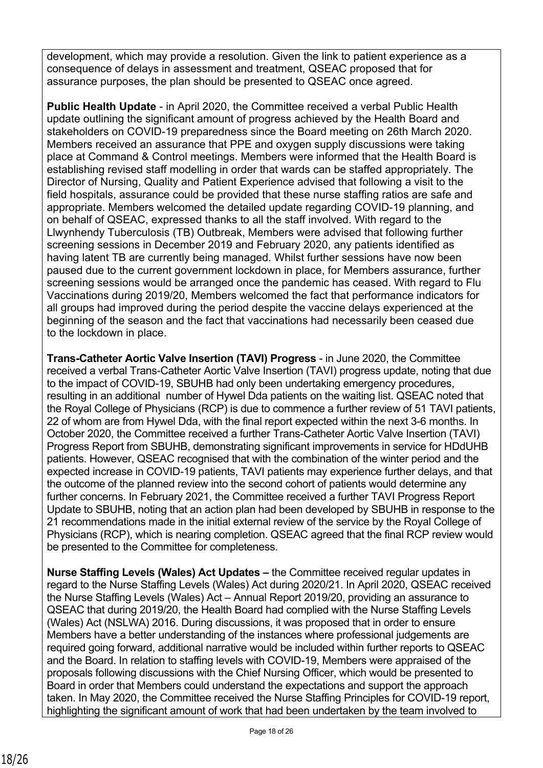development, which may provide a resolution. Given the link to patient experience as a consequence of delays in assessment and treatment, QSEAC proposed that for assurance purposes, the plan should be presented to QSEAC once agreed.

**Public Health Update** - in April 2020, the Committee received a verbal Public Health update outlining the significant amount of progress achieved by the Health Board and stakeholders on COVID-19 preparedness since the Board meeting on 26th March 2020. Members received an assurance that PPE and oxygen supply discussions were taking place at Command & Control meetings. Members were informed that the Health Board is establishing revised staff modelling in order that wards can be staffed appropriately. The Director of Nursing, Quality and Patient Experience advised that following a visit to the field hospitals, assurance could be provided that these nurse staffing ratios are safe and appropriate. Members welcomed the detailed update regarding COVID-19 planning, and on behalf of QSEAC, expressed thanks to all the staff involved. With regard to the Llwynhendy Tuberculosis (TB) Outbreak, Members were advised that following further screening sessions in December 2019 and February 2020, any patients identified as having latent TB are currently being managed. Whilst further sessions have now been paused due to the current government lockdown in place, for Members assurance, further screening sessions would be arranged once the pandemic has ceased. With regard to Flu Vaccinations during 2019/20, Members welcomed the fact that performance indicators for all groups had improved during the period despite the vaccine delays experienced at the beginning of the season and the fact that vaccinations had necessarily been ceased due to the lockdown in place.

**Trans-Catheter Aortic Valve Insertion (TAVI) Progress** - in June 2020, the Committee received a verbal Trans-Catheter Aortic Valve Insertion (TAVI) progress update, noting that due to the impact of COVID-19, SBUHB had only been undertaking emergency procedures, resulting in an additional number of Hywel Dda patients on the waiting list. QSEAC noted that the Royal College of Physicians (RCP) is due to commence a further review of 51 TAVI patients, 22 of whom are from Hywel Dda, with the final report expected within the next 3-6 months. In October 2020, the Committee received a further Trans-Catheter Aortic Valve Insertion (TAVI) Progress Report from SBUHB, demonstrating significant improvements in service for HDdUHB patients. However, QSEAC recognised that with the combination of the winter period and the expected increase in COVID-19 patients, TAVI patients may experience further delays, and that the outcome of the planned review into the second cohort of patients would determine any further concerns. In February 2021, the Committee received a further TAVI Progress Report Update to SBUHB, noting that an action plan had been developed by SBUHB in response to the 21 recommendations made in the initial external review of the service by the Royal College of Physicians (RCP), which is nearing completion. QSEAC agreed that the final RCP review would be presented to the Committee for completeness.

**Nurse Staffing Levels (Wales) Act Updates –** the Committee received regular updates in regard to the Nurse Staffing Levels (Wales) Act during 2020/21. In April 2020, QSEAC received the Nurse Staffing Levels (Wales) Act – Annual Report 2019/20, providing an assurance to QSEAC that during 2019/20, the Health Board had complied with the Nurse Staffing Levels (Wales) Act (NSLWA) 2016. During discussions, it was proposed that in order to ensure Members have a better understanding of the instances where professional judgements are required going forward, additional narrative would be included within further reports to QSEAC and the Board. In relation to staffing levels with COVID-19, Members were appraised of the proposals following discussions with the Chief Nursing Officer, which would be presented to Board in order that Members could understand the expectations and support the approach taken. In May 2020, the Committee received the Nurse Staffing Principles for COVID-19 report, highlighting the significant amount of work that had been undertaken by the team involved to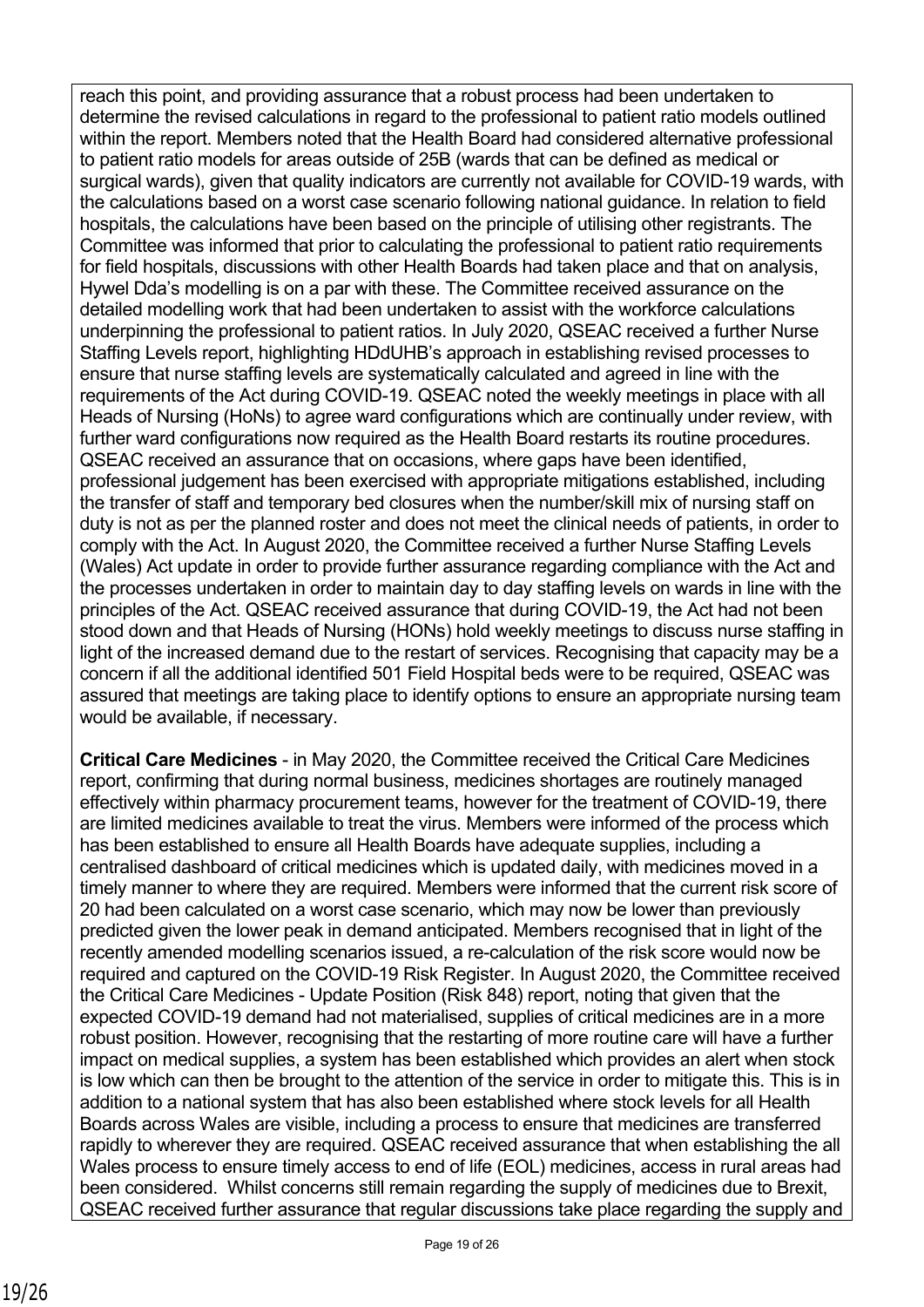reach this point, and providing assurance that a robust process had been undertaken to determine the revised calculations in regard to the professional to patient ratio models outlined within the report. Members noted that the Health Board had considered alternative professional to patient ratio models for areas outside of 25B (wards that can be defined as medical or surgical wards), given that quality indicators are currently not available for COVID-19 wards, with the calculations based on a worst case scenario following national guidance. In relation to field hospitals, the calculations have been based on the principle of utilising other registrants. The Committee was informed that prior to calculating the professional to patient ratio requirements for field hospitals, discussions with other Health Boards had taken place and that on analysis, Hywel Dda's modelling is on a par with these. The Committee received assurance on the detailed modelling work that had been undertaken to assist with the workforce calculations underpinning the professional to patient ratios. In July 2020, QSEAC received a further Nurse Staffing Levels report, highlighting HDdUHB's approach in establishing revised processes to ensure that nurse staffing levels are systematically calculated and agreed in line with the requirements of the Act during COVID-19. QSEAC noted the weekly meetings in place with all Heads of Nursing (HoNs) to agree ward configurations which are continually under review, with further ward configurations now required as the Health Board restarts its routine procedures. QSEAC received an assurance that on occasions, where gaps have been identified, professional judgement has been exercised with appropriate mitigations established, including the transfer of staff and temporary bed closures when the number/skill mix of nursing staff on duty is not as per the planned roster and does not meet the clinical needs of patients, in order to comply with the Act. In August 2020, the Committee received a further Nurse Staffing Levels (Wales) Act update in order to provide further assurance regarding compliance with the Act and the processes undertaken in order to maintain day to day staffing levels on wards in line with the principles of the Act. QSEAC received assurance that during COVID-19, the Act had not been stood down and that Heads of Nursing (HONs) hold weekly meetings to discuss nurse staffing in light of the increased demand due to the restart of services. Recognising that capacity may be a concern if all the additional identified 501 Field Hospital beds were to be required, QSEAC was assured that meetings are taking place to identify options to ensure an appropriate nursing team would be available, if necessary.

**Critical Care Medicines** - in May 2020, the Committee received the Critical Care Medicines report, confirming that during normal business, medicines shortages are routinely managed effectively within pharmacy procurement teams, however for the treatment of COVID-19, there are limited medicines available to treat the virus. Members were informed of the process which has been established to ensure all Health Boards have adequate supplies, including a centralised dashboard of critical medicines which is updated daily, with medicines moved in a timely manner to where they are required. Members were informed that the current risk score of 20 had been calculated on a worst case scenario, which may now be lower than previously predicted given the lower peak in demand anticipated. Members recognised that in light of the recently amended modelling scenarios issued, a re-calculation of the risk score would now be required and captured on the COVID-19 Risk Register. In August 2020, the Committee received the Critical Care Medicines - Update Position (Risk 848) report, noting that given that the expected COVID-19 demand had not materialised, supplies of critical medicines are in a more robust position. However, recognising that the restarting of more routine care will have a further impact on medical supplies, a system has been established which provides an alert when stock is low which can then be brought to the attention of the service in order to mitigate this. This is in addition to a national system that has also been established where stock levels for all Health Boards across Wales are visible, including a process to ensure that medicines are transferred rapidly to wherever they are required. QSEAC received assurance that when establishing the all Wales process to ensure timely access to end of life (EOL) medicines, access in rural areas had been considered. Whilst concerns still remain regarding the supply of medicines due to Brexit, QSEAC received further assurance that regular discussions take place regarding the supply and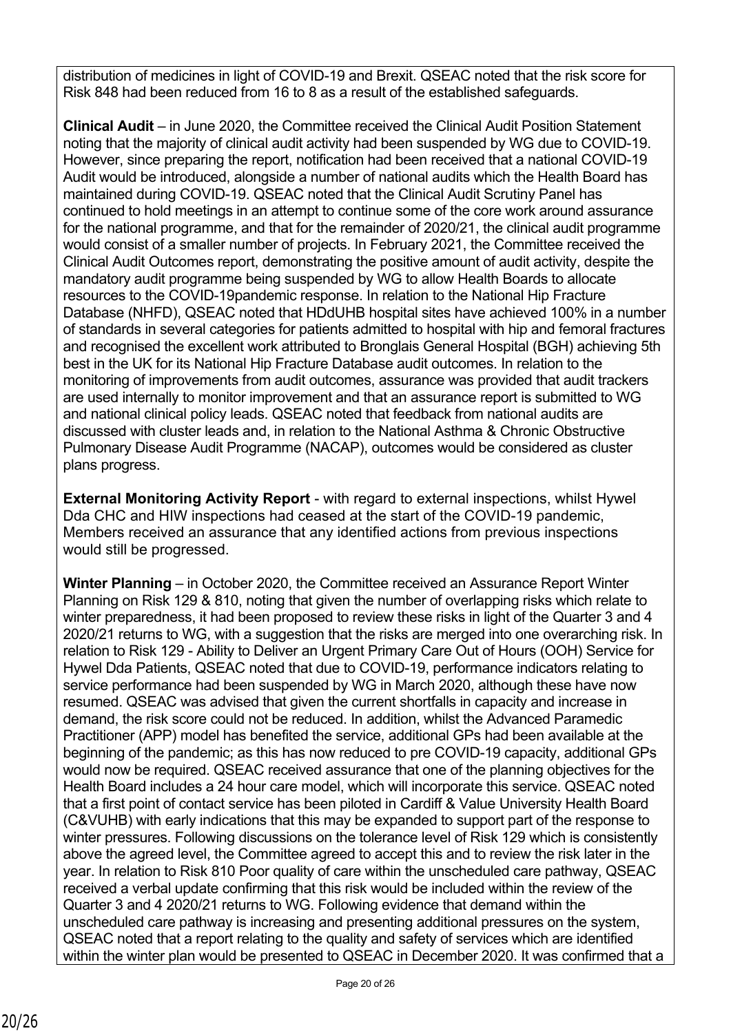distribution of medicines in light of COVID-19 and Brexit. QSEAC noted that the risk score for Risk 848 had been reduced from 16 to 8 as a result of the established safeguards.

**Clinical Audit** – in June 2020, the Committee received the Clinical Audit Position Statement noting that the majority of clinical audit activity had been suspended by WG due to COVID-19. However, since preparing the report, notification had been received that a national COVID-19 Audit would be introduced, alongside a number of national audits which the Health Board has maintained during COVID-19. QSEAC noted that the Clinical Audit Scrutiny Panel has continued to hold meetings in an attempt to continue some of the core work around assurance for the national programme, and that for the remainder of 2020/21, the clinical audit programme would consist of a smaller number of projects. In February 2021, the Committee received the Clinical Audit Outcomes report, demonstrating the positive amount of audit activity, despite the mandatory audit programme being suspended by WG to allow Health Boards to allocate resources to the COVID-19pandemic response. In relation to the National Hip Fracture Database (NHFD), QSEAC noted that HDdUHB hospital sites have achieved 100% in a number of standards in several categories for patients admitted to hospital with hip and femoral fractures and recognised the excellent work attributed to Bronglais General Hospital (BGH) achieving 5th best in the UK for its National Hip Fracture Database audit outcomes. In relation to the monitoring of improvements from audit outcomes, assurance was provided that audit trackers are used internally to monitor improvement and that an assurance report is submitted to WG and national clinical policy leads. QSEAC noted that feedback from national audits are discussed with cluster leads and, in relation to the National Asthma & Chronic Obstructive Pulmonary Disease Audit Programme (NACAP), outcomes would be considered as cluster plans progress.

**External Monitoring Activity Report** - with regard to external inspections, whilst Hywel Dda CHC and HIW inspections had ceased at the start of the COVID-19 pandemic, Members received an assurance that any identified actions from previous inspections would still be progressed.

**Winter Planning** – in October 2020, the Committee received an Assurance Report Winter Planning on Risk 129 & 810, noting that given the number of overlapping risks which relate to winter preparedness, it had been proposed to review these risks in light of the Quarter 3 and 4 2020/21 returns to WG, with a suggestion that the risks are merged into one overarching risk. In relation to Risk 129 - Ability to Deliver an Urgent Primary Care Out of Hours (OOH) Service for Hywel Dda Patients, QSEAC noted that due to COVID-19, performance indicators relating to service performance had been suspended by WG in March 2020, although these have now resumed. QSEAC was advised that given the current shortfalls in capacity and increase in demand, the risk score could not be reduced. In addition, whilst the Advanced Paramedic Practitioner (APP) model has benefited the service, additional GPs had been available at the beginning of the pandemic; as this has now reduced to pre COVID-19 capacity, additional GPs would now be required. QSEAC received assurance that one of the planning objectives for the Health Board includes a 24 hour care model, which will incorporate this service. QSEAC noted that a first point of contact service has been piloted in Cardiff & Value University Health Board (C&VUHB) with early indications that this may be expanded to support part of the response to winter pressures. Following discussions on the tolerance level of Risk 129 which is consistently above the agreed level, the Committee agreed to accept this and to review the risk later in the year. In relation to Risk 810 Poor quality of care within the unscheduled care pathway, QSEAC received a verbal update confirming that this risk would be included within the review of the Quarter 3 and 4 2020/21 returns to WG. Following evidence that demand within the unscheduled care pathway is increasing and presenting additional pressures on the system, QSEAC noted that a report relating to the quality and safety of services which are identified within the winter plan would be presented to QSEAC in December 2020. It was confirmed that a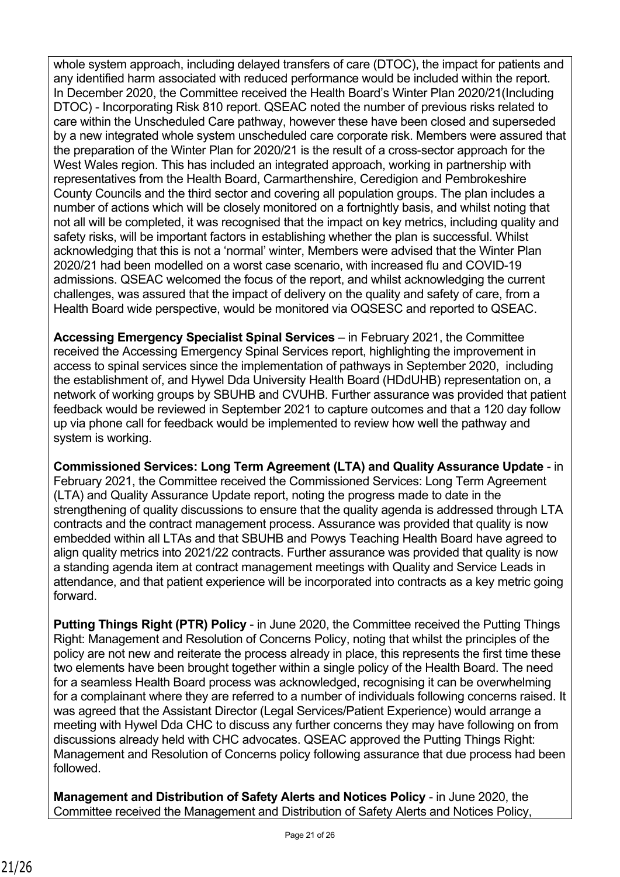whole system approach, including delayed transfers of care (DTOC), the impact for patients and any identified harm associated with reduced performance would be included within the report. In December 2020, the Committee received the Health Board's Winter Plan 2020/21(Including DTOC) - Incorporating Risk 810 report. QSEAC noted the number of previous risks related to care within the Unscheduled Care pathway, however these have been closed and superseded by a new integrated whole system unscheduled care corporate risk. Members were assured that the preparation of the Winter Plan for 2020/21 is the result of a cross-sector approach for the West Wales region. This has included an integrated approach, working in partnership with representatives from the Health Board, Carmarthenshire, Ceredigion and Pembrokeshire County Councils and the third sector and covering all population groups. The plan includes a number of actions which will be closely monitored on a fortnightly basis, and whilst noting that not all will be completed, it was recognised that the impact on key metrics, including quality and safety risks, will be important factors in establishing whether the plan is successful. Whilst acknowledging that this is not a 'normal' winter, Members were advised that the Winter Plan 2020/21 had been modelled on a worst case scenario, with increased flu and COVID-19 admissions. QSEAC welcomed the focus of the report, and whilst acknowledging the current challenges, was assured that the impact of delivery on the quality and safety of care, from a Health Board wide perspective, would be monitored via OQSESC and reported to QSEAC.

**Accessing Emergency Specialist Spinal Services** – in February 2021, the Committee received the Accessing Emergency Spinal Services report, highlighting the improvement in access to spinal services since the implementation of pathways in September 2020, including the establishment of, and Hywel Dda University Health Board (HDdUHB) representation on, a network of working groups by SBUHB and CVUHB. Further assurance was provided that patient feedback would be reviewed in September 2021 to capture outcomes and that a 120 day follow up via phone call for feedback would be implemented to review how well the pathway and system is working.

**Commissioned Services: Long Term Agreement (LTA) and Quality Assurance Update** - in February 2021, the Committee received the Commissioned Services: Long Term Agreement (LTA) and Quality Assurance Update report, noting the progress made to date in the strengthening of quality discussions to ensure that the quality agenda is addressed through LTA contracts and the contract management process. Assurance was provided that quality is now embedded within all LTAs and that SBUHB and Powys Teaching Health Board have agreed to align quality metrics into 2021/22 contracts. Further assurance was provided that quality is now a standing agenda item at contract management meetings with Quality and Service Leads in attendance, and that patient experience will be incorporated into contracts as a key metric going forward.

**Putting Things Right (PTR) Policy** - in June 2020, the Committee received the Putting Things Right: Management and Resolution of Concerns Policy, noting that whilst the principles of the policy are not new and reiterate the process already in place, this represents the first time these two elements have been brought together within a single policy of the Health Board. The need for a seamless Health Board process was acknowledged, recognising it can be overwhelming for a complainant where they are referred to a number of individuals following concerns raised. It was agreed that the Assistant Director (Legal Services/Patient Experience) would arrange a meeting with Hywel Dda CHC to discuss any further concerns they may have following on from discussions already held with CHC advocates. QSEAC approved the Putting Things Right: Management and Resolution of Concerns policy following assurance that due process had been followed.

**Management and Distribution of Safety Alerts and Notices Policy** - in June 2020, the Committee received the Management and Distribution of Safety Alerts and Notices Policy,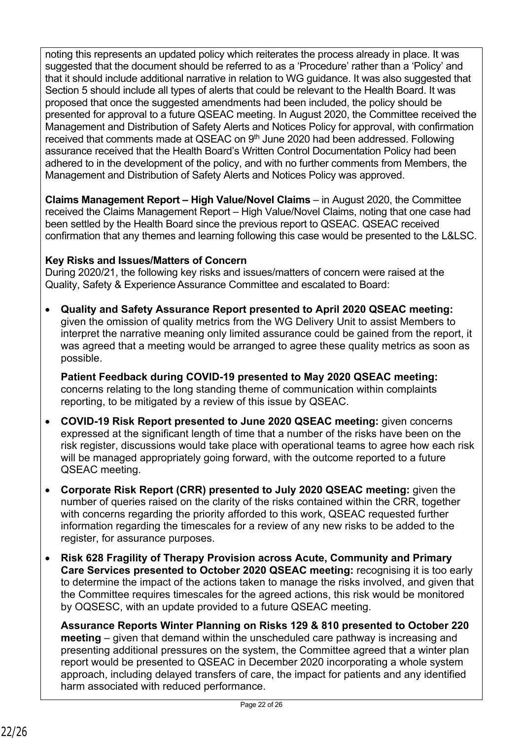noting this represents an updated policy which reiterates the process already in place. It was suggested that the document should be referred to as a 'Procedure' rather than a 'Policy' and that it should include additional narrative in relation to WG guidance. It was also suggested that Section 5 should include all types of alerts that could be relevant to the Health Board. It was proposed that once the suggested amendments had been included, the policy should be presented for approval to a future QSEAC meeting. In August 2020, the Committee received the Management and Distribution of Safety Alerts and Notices Policy for approval, with confirmation received that comments made at QSEAC on 9th June 2020 had been addressed. Following assurance received that the Health Board's Written Control Documentation Policy had been adhered to in the development of the policy, and with no further comments from Members, the Management and Distribution of Safety Alerts and Notices Policy was approved.

**Claims Management Report – High Value/Novel Claims** – in August 2020, the Committee received the Claims Management Report – High Value/Novel Claims, noting that one case had been settled by the Health Board since the previous report to QSEAC. QSEAC received confirmation that any themes and learning following this case would be presented to the L&LSC.

**Key Risks and Issues/Matters of Concern**
During 2020/21, the following key risks and issues/matters of concern were raised at the Quality, Safety & Experience Assurance Committee and escalated to Board:

- **Quality and Safety Assurance Report presented to April 2020 QSEAC meeting:** given the omission of quality metrics from the WG Delivery Unit to assist Members to interpret the narrative meaning only limited assurance could be gained from the report, it was agreed that a meeting would be arranged to agree these quality metrics as soon as possible.

  **Patient Feedback during COVID-19 presented to May 2020 QSEAC meeting:** concerns relating to the long standing theme of communication within complaints reporting, to be mitigated by a review of this issue by QSEAC.

- **COVID-19 Risk Report presented to June 2020 QSEAC meeting:** given concerns expressed at the significant length of time that a number of the risks have been on the risk register, discussions would take place with operational teams to agree how each risk will be managed appropriately going forward, with the outcome reported to a future QSEAC meeting.

- **Corporate Risk Report (CRR) presented to July 2020 QSEAC meeting:** given the number of queries raised on the clarity of the risks contained within the CRR, together with concerns regarding the priority afforded to this work, QSEAC requested further information regarding the timescales for a review of any new risks to be added to the register, for assurance purposes.

- **Risk 628 Fragility of Therapy Provision across Acute, Community and Primary Care Services presented to October 2020 QSEAC meeting:** recognising it is too early to determine the impact of the actions taken to manage the risks involved, and given that the Committee requires timescales for the agreed actions, this risk would be monitored by OQSESC, with an update provided to a future QSEAC meeting.

  **Assurance Reports Winter Planning on Risks 129 & 810 presented to October 220 meeting** – given that demand within the unscheduled care pathway is increasing and presenting additional pressures on the system, the Committee agreed that a winter plan report would be presented to QSEAC in December 2020 incorporating a whole system approach, including delayed transfers of care, the impact for patients and any identified harm associated with reduced performance.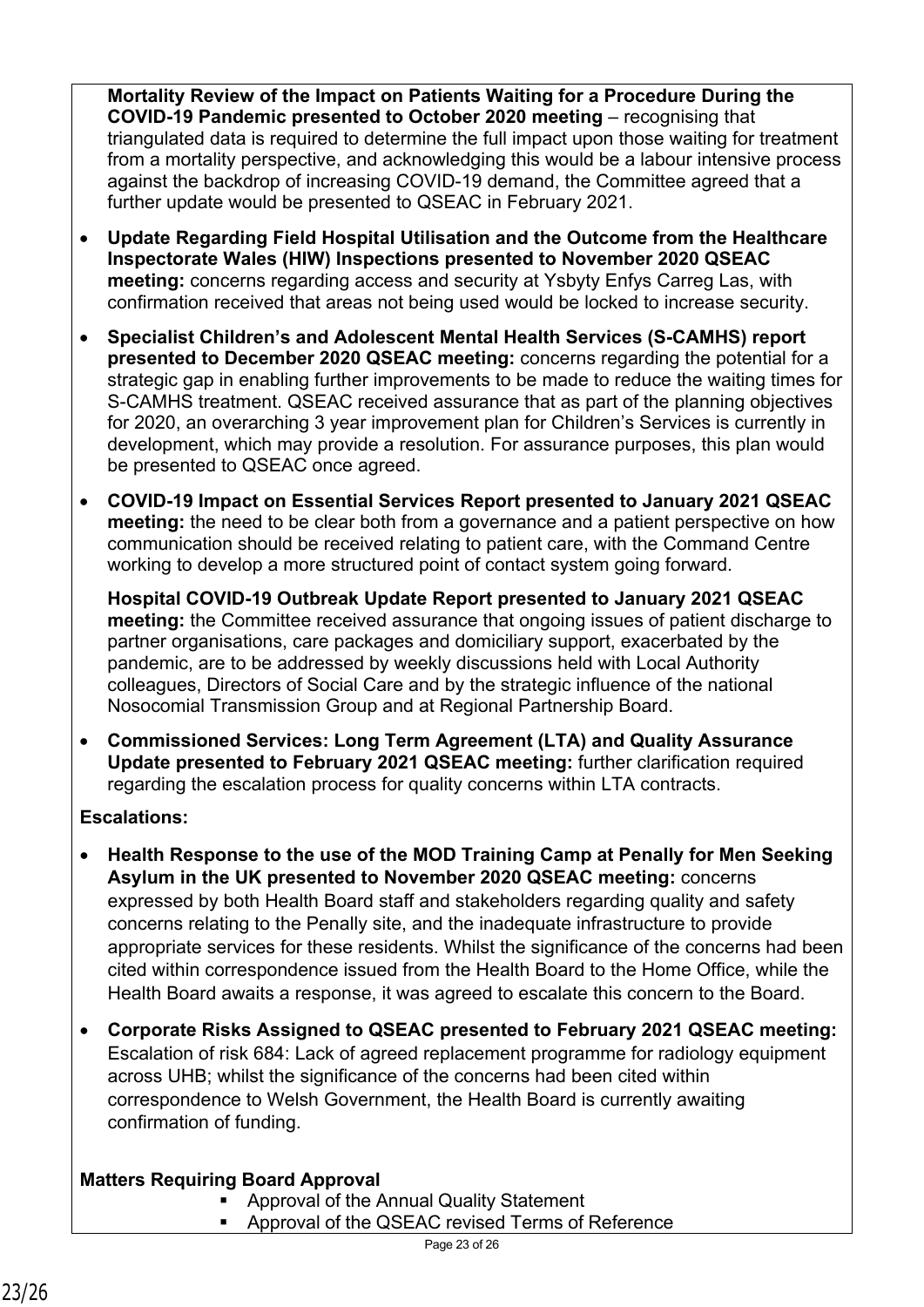**Mortality Review of the Impact on Patients Waiting for a Procedure During the COVID-19 Pandemic presented to October 2020 meeting** – recognising that triangulated data is required to determine the full impact upon those waiting for treatment from a mortality perspective, and acknowledging this would be a labour intensive process against the backdrop of increasing COVID-19 demand, the Committee agreed that a further update would be presented to QSEAC in February 2021.

- **Update Regarding Field Hospital Utilisation and the Outcome from the Healthcare Inspectorate Wales (HIW) Inspections presented to November 2020 QSEAC meeting:** concerns regarding access and security at Ysbyty Enfys Carreg Las, with confirmation received that areas not being used would be locked to increase security.
- **Specialist Children's and Adolescent Mental Health Services (S-CAMHS) report presented to December 2020 QSEAC meeting:** concerns regarding the potential for a strategic gap in enabling further improvements to be made to reduce the waiting times for S-CAMHS treatment. QSEAC received assurance that as part of the planning objectives for 2020, an overarching 3 year improvement plan for Children's Services is currently in development, which may provide a resolution. For assurance purposes, this plan would be presented to QSEAC once agreed.
- **COVID-19 Impact on Essential Services Report presented to January 2021 QSEAC meeting:** the need to be clear both from a governance and a patient perspective on how communication should be received relating to patient care, with the Command Centre working to develop a more structured point of contact system going forward.

  **Hospital COVID-19 Outbreak Update Report presented to January 2021 QSEAC meeting:** the Committee received assurance that ongoing issues of patient discharge to partner organisations, care packages and domiciliary support, exacerbated by the pandemic, are to be addressed by weekly discussions held with Local Authority colleagues, Directors of Social Care and by the strategic influence of the national Nosocomial Transmission Group and at Regional Partnership Board.
- **Commissioned Services: Long Term Agreement (LTA) and Quality Assurance Update presented to February 2021 QSEAC meeting:** further clarification required regarding the escalation process for quality concerns within LTA contracts.

**Escalations:**

- **Health Response to the use of the MOD Training Camp at Penally for Men Seeking Asylum in the UK presented to November 2020 QSEAC meeting:** concerns expressed by both Health Board staff and stakeholders regarding quality and safety concerns relating to the Penally site, and the inadequate infrastructure to provide appropriate services for these residents. Whilst the significance of the concerns had been cited within correspondence issued from the Health Board to the Home Office, while the Health Board awaits a response, it was agreed to escalate this concern to the Board.
- **Corporate Risks Assigned to QSEAC presented to February 2021 QSEAC meeting:** Escalation of risk 684: Lack of agreed replacement programme for radiology equipment across UHB; whilst the significance of the concerns had been cited within correspondence to Welsh Government, the Health Board is currently awaiting confirmation of funding.

**Matters Requiring Board Approval**

- Approval of the Annual Quality Statement
- Approval of the QSEAC revised Terms of Reference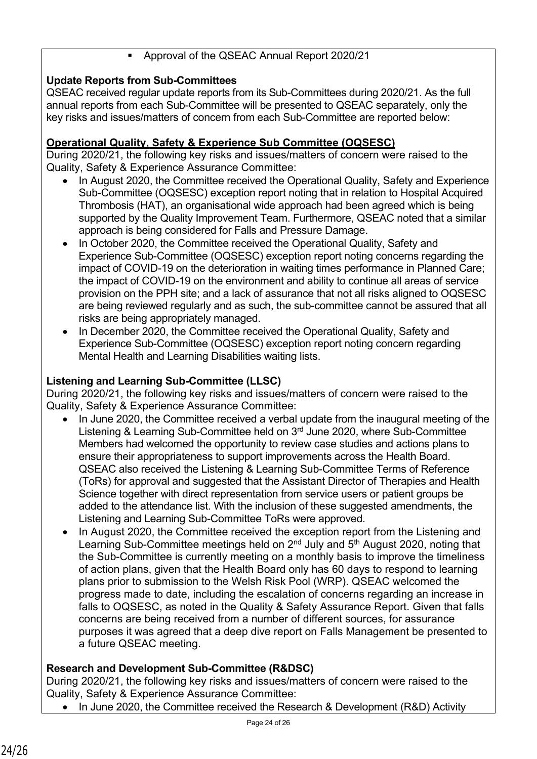- Approval of the QSEAC Annual Report 2020/21

**Update Reports from Sub-Committees**

QSEAC received regular update reports from its Sub-Committees during 2020/21. As the full annual reports from each Sub-Committee will be presented to QSEAC separately, only the key risks and issues/matters of concern from each Sub-Committee are reported below:

**Operational Quality, Safety & Experience Sub Committee (OQSESC)**

During 2020/21, the following key risks and issues/matters of concern were raised to the Quality, Safety & Experience Assurance Committee:

- In August 2020, the Committee received the Operational Quality, Safety and Experience Sub-Committee (OQSESC) exception report noting that in relation to Hospital Acquired Thrombosis (HAT), an organisational wide approach had been agreed which is being supported by the Quality Improvement Team. Furthermore, QSEAC noted that a similar approach is being considered for Falls and Pressure Damage.
- In October 2020, the Committee received the Operational Quality, Safety and Experience Sub-Committee (OQSESC) exception report noting concerns regarding the impact of COVID-19 on the deterioration in waiting times performance in Planned Care; the impact of COVID-19 on the environment and ability to continue all areas of service provision on the PPH site; and a lack of assurance that not all risks aligned to OQSESC are being reviewed regularly and as such, the sub-committee cannot be assured that all risks are being appropriately managed.
- In December 2020, the Committee received the Operational Quality, Safety and Experience Sub-Committee (OQSESC) exception report noting concern regarding Mental Health and Learning Disabilities waiting lists.

**Listening and Learning Sub-Committee (LLSC)**

During 2020/21, the following key risks and issues/matters of concern were raised to the Quality, Safety & Experience Assurance Committee:

- In June 2020, the Committee received a verbal update from the inaugural meeting of the Listening & Learning Sub-Committee held on 3rd June 2020, where Sub-Committee Members had welcomed the opportunity to review case studies and actions plans to ensure their appropriateness to support improvements across the Health Board. QSEAC also received the Listening & Learning Sub-Committee Terms of Reference (ToRs) for approval and suggested that the Assistant Director of Therapies and Health Science together with direct representation from service users or patient groups be added to the attendance list. With the inclusion of these suggested amendments, the Listening and Learning Sub-Committee ToRs were approved.
- In August 2020, the Committee received the exception report from the Listening and Learning Sub-Committee meetings held on 2nd July and 5th August 2020, noting that the Sub-Committee is currently meeting on a monthly basis to improve the timeliness of action plans, given that the Health Board only has 60 days to respond to learning plans prior to submission to the Welsh Risk Pool (WRP). QSEAC welcomed the progress made to date, including the escalation of concerns regarding an increase in falls to OQSESC, as noted in the Quality & Safety Assurance Report. Given that falls concerns are being received from a number of different sources, for assurance purposes it was agreed that a deep dive report on Falls Management be presented to a future QSEAC meeting.

**Research and Development Sub-Committee (R&DSC)**

During 2020/21, the following key risks and issues/matters of concern were raised to the Quality, Safety & Experience Assurance Committee:

- In June 2020, the Committee received the Research & Development (R&D) Activity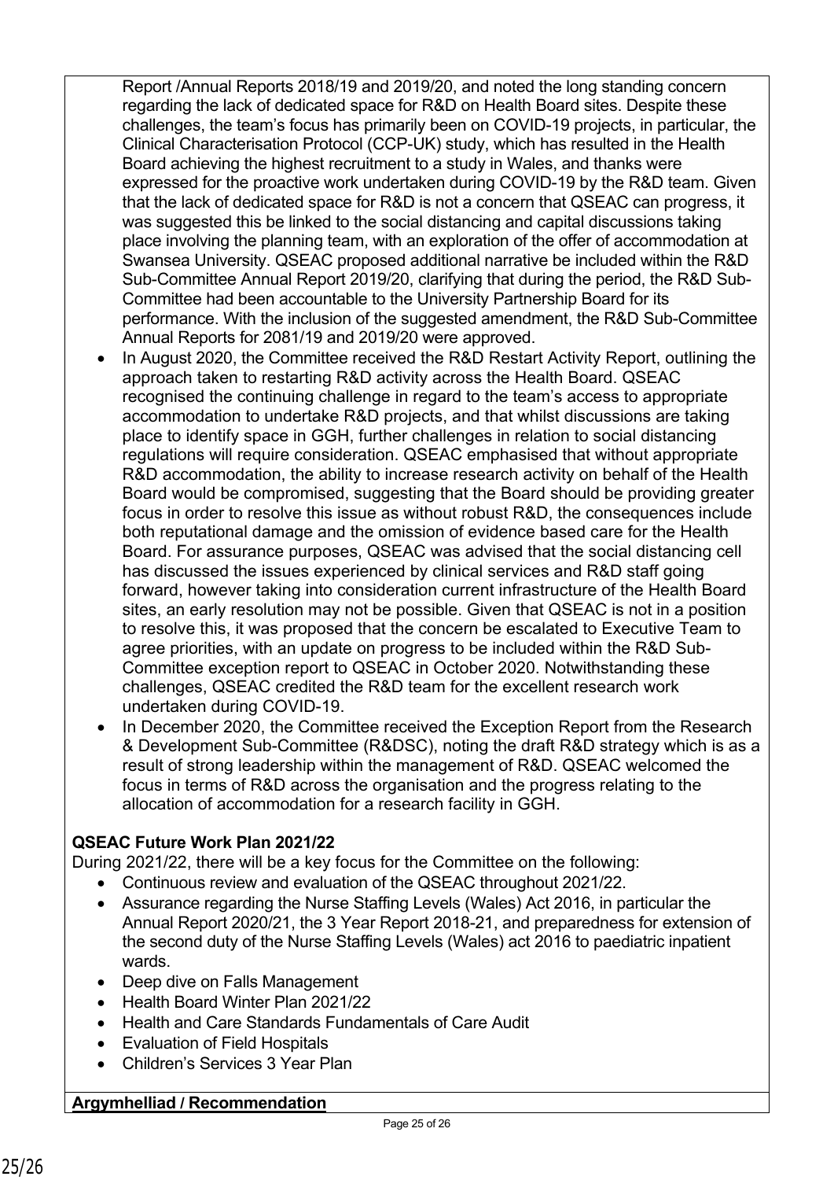Report /Annual Reports 2018/19 and 2019/20, and noted the long standing concern regarding the lack of dedicated space for R&D on Health Board sites. Despite these challenges, the team's focus has primarily been on COVID-19 projects, in particular, the Clinical Characterisation Protocol (CCP-UK) study, which has resulted in the Health Board achieving the highest recruitment to a study in Wales, and thanks were expressed for the proactive work undertaken during COVID-19 by the R&D team. Given that the lack of dedicated space for R&D is not a concern that QSEAC can progress, it was suggested this be linked to the social distancing and capital discussions taking place involving the planning team, with an exploration of the offer of accommodation at Swansea University. QSEAC proposed additional narrative be included within the R&D Sub-Committee Annual Report 2019/20, clarifying that during the period, the R&D Sub-Committee had been accountable to the University Partnership Board for its performance. With the inclusion of the suggested amendment, the R&D Sub-Committee Annual Reports for 2081/19 and 2019/20 were approved.

- In August 2020, the Committee received the R&D Restart Activity Report, outlining the approach taken to restarting R&D activity across the Health Board. QSEAC recognised the continuing challenge in regard to the team's access to appropriate accommodation to undertake R&D projects, and that whilst discussions are taking place to identify space in GGH, further challenges in relation to social distancing regulations will require consideration. QSEAC emphasised that without appropriate R&D accommodation, the ability to increase research activity on behalf of the Health Board would be compromised, suggesting that the Board should be providing greater focus in order to resolve this issue as without robust R&D, the consequences include both reputational damage and the omission of evidence based care for the Health Board. For assurance purposes, QSEAC was advised that the social distancing cell has discussed the issues experienced by clinical services and R&D staff going forward, however taking into consideration current infrastructure of the Health Board sites, an early resolution may not be possible. Given that QSEAC is not in a position to resolve this, it was proposed that the concern be escalated to Executive Team to agree priorities, with an update on progress to be included within the R&D Sub-Committee exception report to QSEAC in October 2020. Notwithstanding these challenges, QSEAC credited the R&D team for the excellent research work undertaken during COVID-19.
- In December 2020, the Committee received the Exception Report from the Research & Development Sub-Committee (R&DSC), noting the draft R&D strategy which is as a result of strong leadership within the management of R&D. QSEAC welcomed the focus in terms of R&D across the organisation and the progress relating to the allocation of accommodation for a research facility in GGH.

**QSEAC Future Work Plan 2021/22**

During 2021/22, there will be a key focus for the Committee on the following:

- Continuous review and evaluation of the QSEAC throughout 2021/22.
- Assurance regarding the Nurse Staffing Levels (Wales) Act 2016, in particular the Annual Report 2020/21, the 3 Year Report 2018-21, and preparedness for extension of the second duty of the Nurse Staffing Levels (Wales) act 2016 to paediatric inpatient wards.
- Deep dive on Falls Management
- Health Board Winter Plan 2021/22
- Health and Care Standards Fundamentals of Care Audit
- Evaluation of Field Hospitals
- Children's Services 3 Year Plan

**Argymhelliad / Recommendation**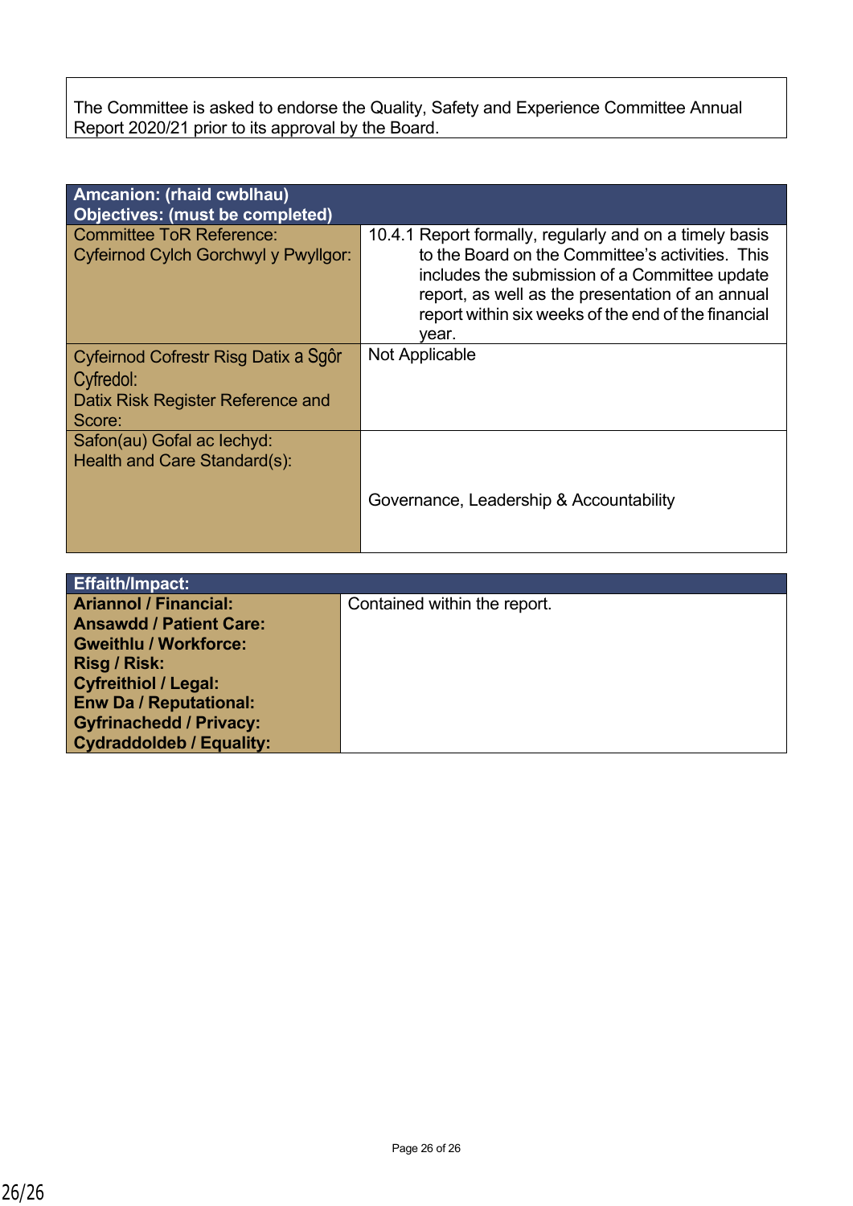The Committee is asked to endorse the Quality, Safety and Experience Committee Annual Report 2020/21 prior to its approval by the Board.

| **Amcanion: (rhaid cwblhau)<br>Objectives: (must be completed)** | |
|---|---|
| Committee ToR Reference:<br>Cyfeirnod Cylch Gorchwyl y Pwyllgor: | 10.4.1 Report formally, regularly and on a timely basis to the Board on the Committee's activities. This includes the submission of a Committee update report, as well as the presentation of an annual report within six weeks of the end of the financial year. |
| Cyfeirnod Cofrestr Risg Datix a Sgôr Cyfredol:<br>Datix Risk Register Reference and Score: | Not Applicable |
| Safon(au) Gofal ac Iechyd:<br>Health and Care Standard(s): | Governance, Leadership & Accountability |

| **Effaith/Impact:** | |
|---|---|
| **Ariannol / Financial:**<br>**Ansawdd / Patient Care:**<br>**Gweithlu / Workforce:**<br>**Risg / Risk:**<br>**Cyfreithiol / Legal:**<br>**Enw Da / Reputational:**<br>**Gyfrinachedd / Privacy:**<br>**Cydraddoldeb / Equality:** | Contained within the report. |